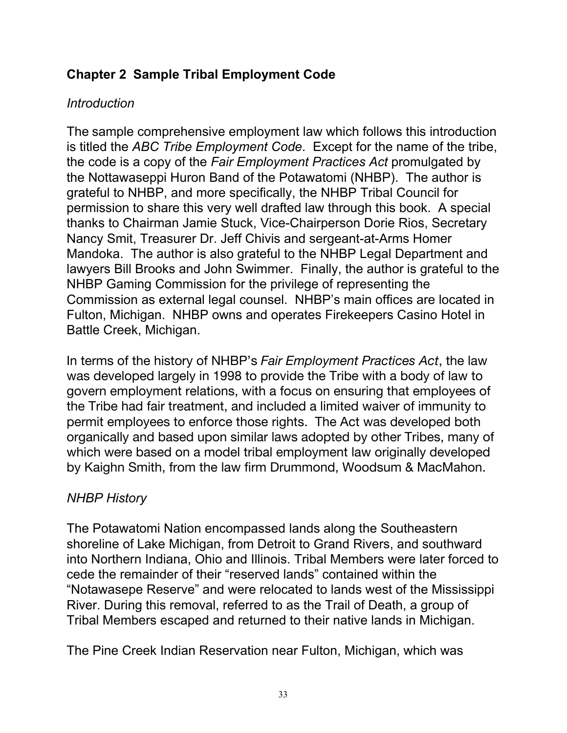## Chapter 2 Sample Tribal Employment Code

*Introduction*

The sample comprehensive employment law which follows this introduction is titled the *ABC Tribe Employment Code*. Except for the name of the tribe, the code is a copy of the *Fair Employment Practices Act* promulgated by the Nottawaseppi Huron Band of the Potawatomi (NHBP). The author is grateful to NHBP, and more specifically, the NHBP Tribal Council for permission to share this very well drafted law through this book. A special thanks to Chairman Jamie Stuck, Vice-Chairperson Dorie Rios, Secretary Nancy Smit, Treasurer Dr. Jeff Chivis and sergeant-at-Arms Homer Mandoka. The author is also grateful to the NHBP Legal Department and lawyers Bill Brooks and John Swimmer. Finally, the author is grateful to the NHBP Gaming Commission for the privilege of representing the Commission as external legal counsel. NHBP's main offices are located in Fulton, Michigan. NHBP owns and operates Firekeepers Casino Hotel in Battle Creek, Michigan.

In terms of the history of NHBP's *Fair Employment Practices Act*, the law was developed largely in 1998 to provide the Tribe with a body of law to govern employment relations, with a focus on ensuring that employees of the Tribe had fair treatment, and included a limited waiver of immunity to permit employees to enforce those rights. The Act was developed both organically and based upon similar laws adopted by other Tribes, many of which were based on a model tribal employment law originally developed by Kaighn Smith, from the law firm Drummond, Woodsum & MacMahon.

*NHBP History*

The Potawatomi Nation encompassed lands along the Southeastern shoreline of Lake Michigan, from Detroit to Grand Rivers, and southward into Northern Indiana, Ohio and Illinois. Tribal Members were later forced to cede the remainder of their "reserved lands" contained within the "Notawasepe Reserve" and were relocated to lands west of the Mississippi River. During this removal, referred to as the Trail of Death, a group of Tribal Members escaped and returned to their native lands in Michigan.

The Pine Creek Indian Reservation near Fulton, Michigan, which was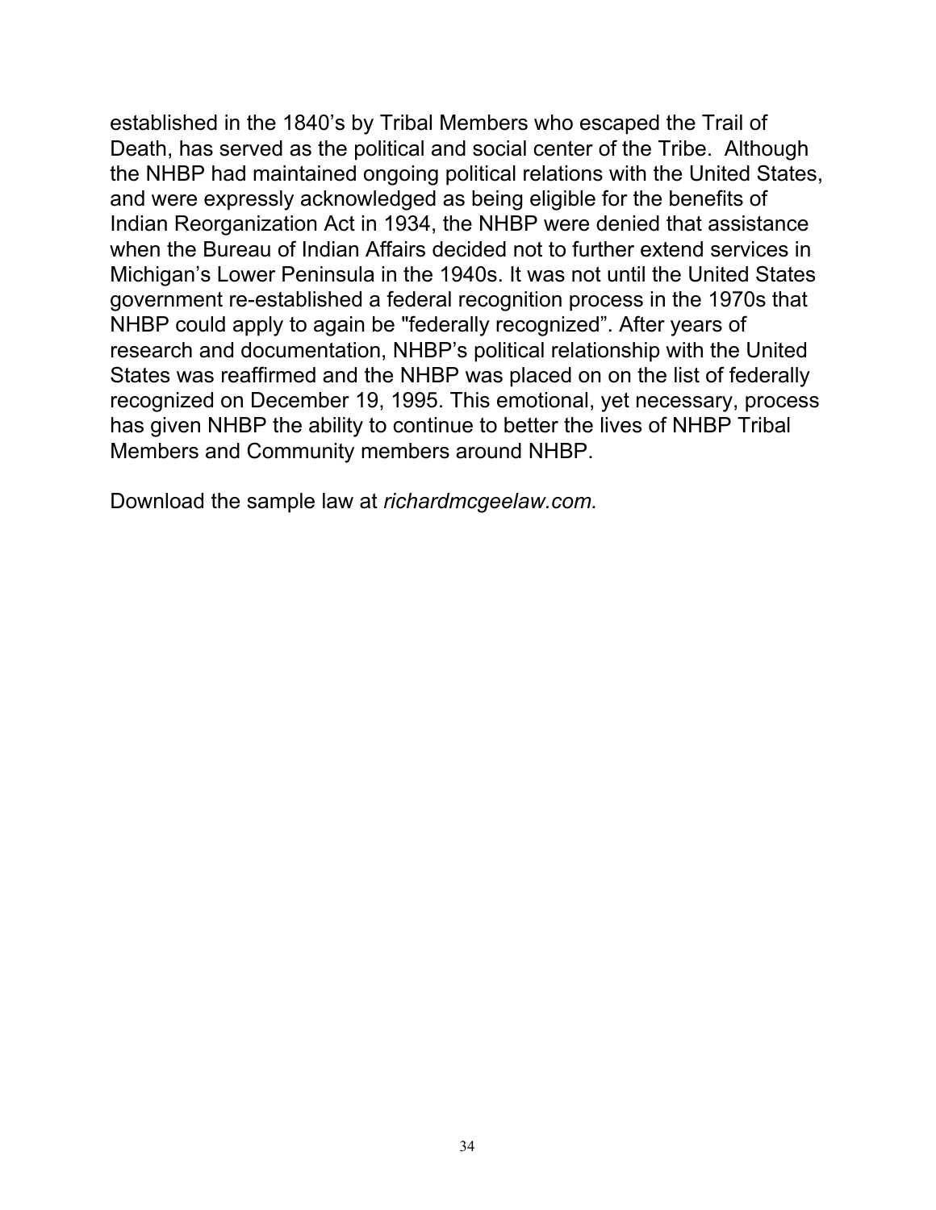established in the 1840's by Tribal Members who escaped the Trail of Death, has served as the political and social center of the Tribe. Although the NHBP had maintained ongoing political relations with the United States, and were expressly acknowledged as being eligible for the benefits of Indian Reorganization Act in 1934, the NHBP were denied that assistance when the Bureau of Indian Affairs decided not to further extend services in Michigan's Lower Peninsula in the 1940s. It was not until the United States government re-established a federal recognition process in the 1970s that NHBP could apply to again be "federally recognized". After years of research and documentation, NHBP's political relationship with the United States was reaffirmed and the NHBP was placed on on the list of federally recognized on December 19, 1995. This emotional, yet necessary, process has given NHBP the ability to continue to better the lives of NHBP Tribal Members and Community members around NHBP.

Download the sample law at *richardmcgeelaw.com.*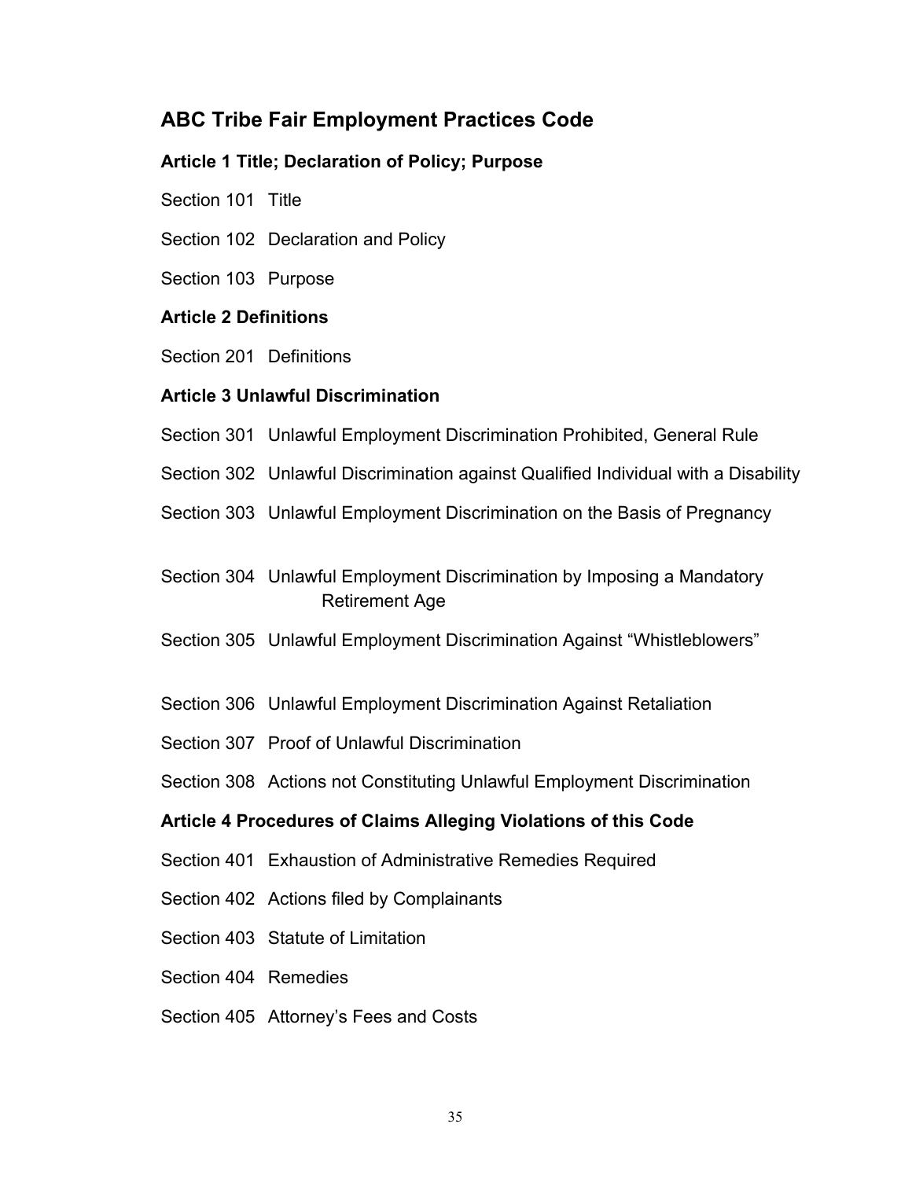## ABC Tribe Fair Employment Practices Code

### Article 1 Title; Declaration of Policy; Purpose

Section 101 Title

Section 102 Declaration and Policy

Section 103 Purpose

### Article 2 Definitions

Section 201 Definitions

### Article 3 Unlawful Discrimination

Section 301 Unlawful Employment Discrimination Prohibited, General Rule

Section 302 Unlawful Discrimination against Qualified Individual with a Disability

Section 303 Unlawful Employment Discrimination on the Basis of Pregnancy

Section 304 Unlawful Employment Discrimination by Imposing a Mandatory Retirement Age

Section 305 Unlawful Employment Discrimination Against "Whistleblowers"

Section 306 Unlawful Employment Discrimination Against Retaliation

Section 307 Proof of Unlawful Discrimination

Section 308 Actions not Constituting Unlawful Employment Discrimination

### Article 4 Procedures of Claims Alleging Violations of this Code

Section 401 Exhaustion of Administrative Remedies Required

Section 402 Actions filed by Complainants

Section 403 Statute of Limitation

Section 404 Remedies

Section 405 Attorney's Fees and Costs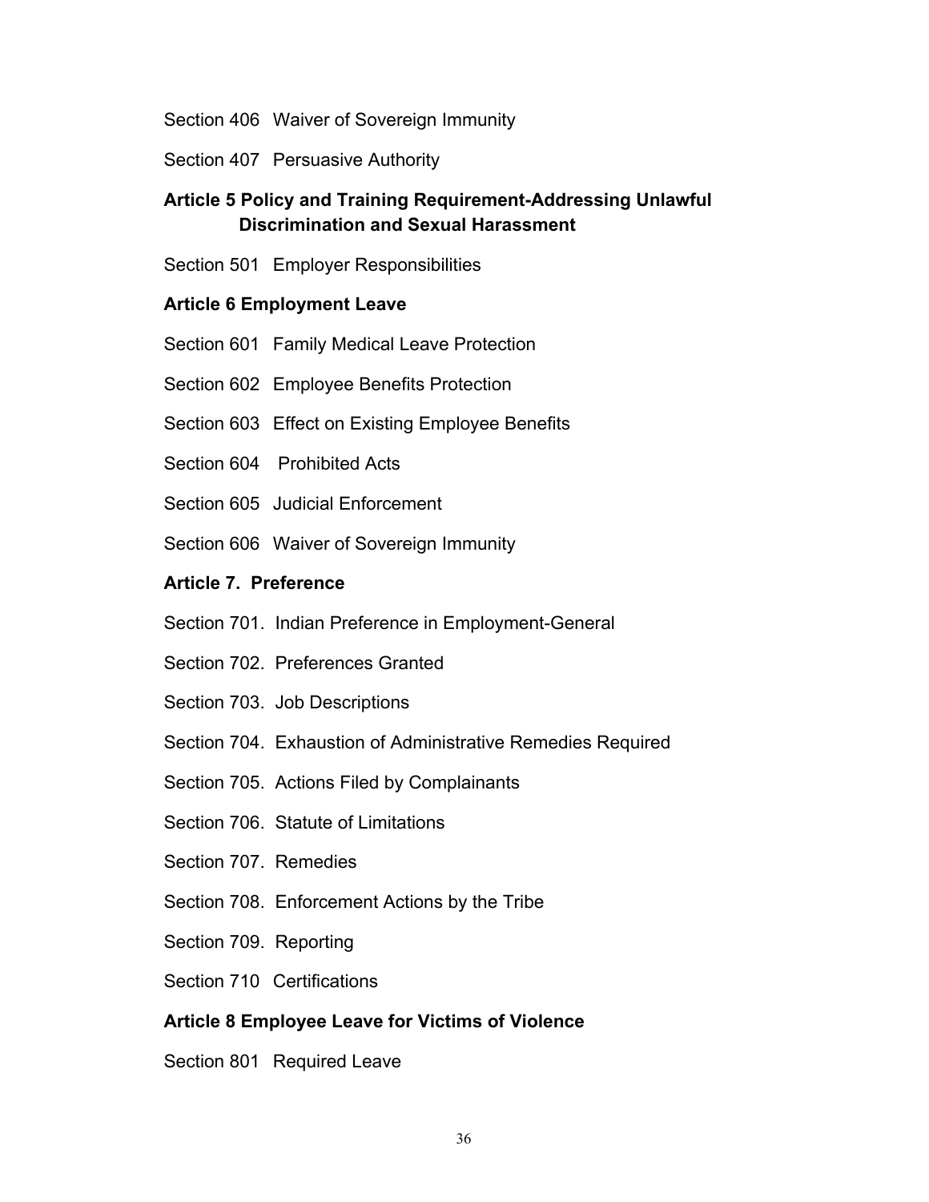Section 406 Waiver of Sovereign Immunity

Section 407 Persuasive Authority

**Article 5 Policy and Training Requirement-Addressing Unlawful Discrimination and Sexual Harassment**

Section 501 Employer Responsibilities

**Article 6 Employment Leave**

Section 601 Family Medical Leave Protection

Section 602 Employee Benefits Protection

Section 603 Effect on Existing Employee Benefits

Section 604 Prohibited Acts

Section 605 Judicial Enforcement

Section 606 Waiver of Sovereign Immunity

**Article 7. Preference**

Section 701. Indian Preference in Employment-General

Section 702. Preferences Granted

Section 703. Job Descriptions

Section 704. Exhaustion of Administrative Remedies Required

Section 705. Actions Filed by Complainants

Section 706. Statute of Limitations

Section 707. Remedies

Section 708. Enforcement Actions by the Tribe

Section 709. Reporting

Section 710 Certifications

**Article 8 Employee Leave for Victims of Violence**

Section 801 Required Leave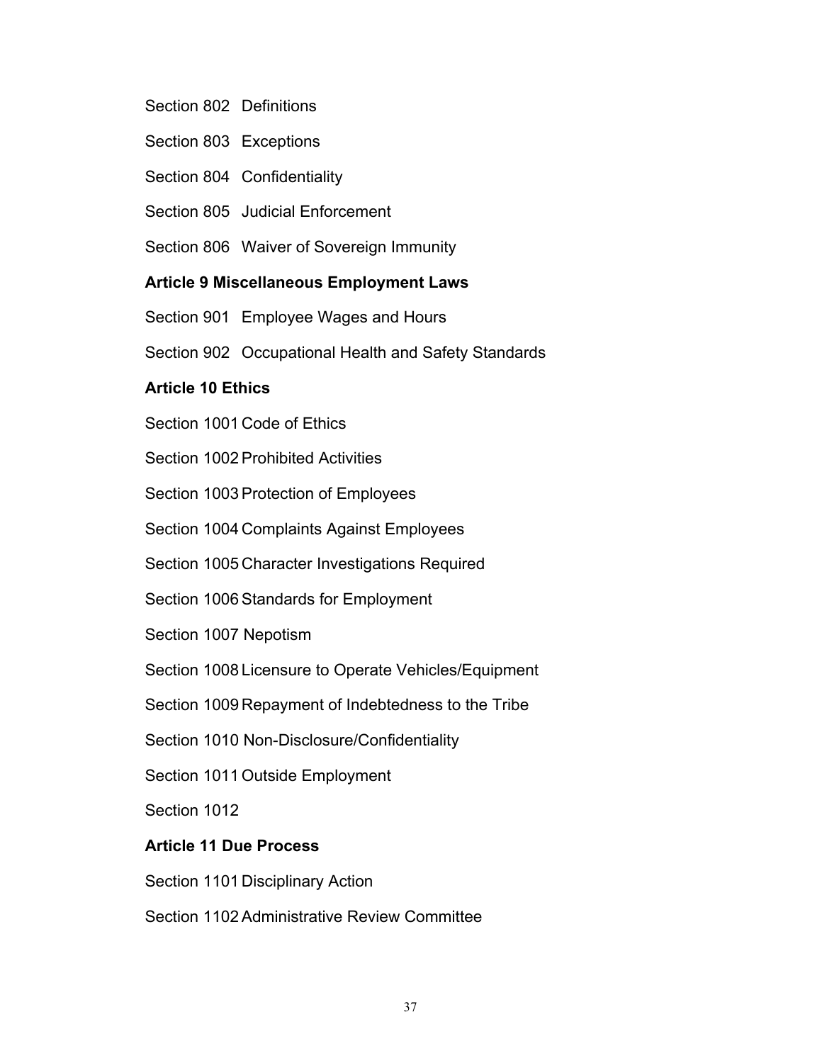Section 802 Definitions

Section 803 Exceptions

Section 804 Confidentiality

Section 805 Judicial Enforcement

Section 806 Waiver of Sovereign Immunity

**Article 9 Miscellaneous Employment Laws**

Section 901 Employee Wages and Hours

Section 902 Occupational Health and Safety Standards

**Article 10 Ethics**

Section 1001 Code of Ethics

Section 1002 Prohibited Activities

Section 1003 Protection of Employees

Section 1004 Complaints Against Employees

Section 1005 Character Investigations Required

Section 1006 Standards for Employment

Section 1007 Nepotism

Section 1008 Licensure to Operate Vehicles/Equipment

Section 1009 Repayment of Indebtedness to the Tribe

Section 1010 Non-Disclosure/Confidentiality

Section 1011 Outside Employment

Section 1012

**Article 11 Due Process**

Section 1101 Disciplinary Action

Section 1102 Administrative Review Committee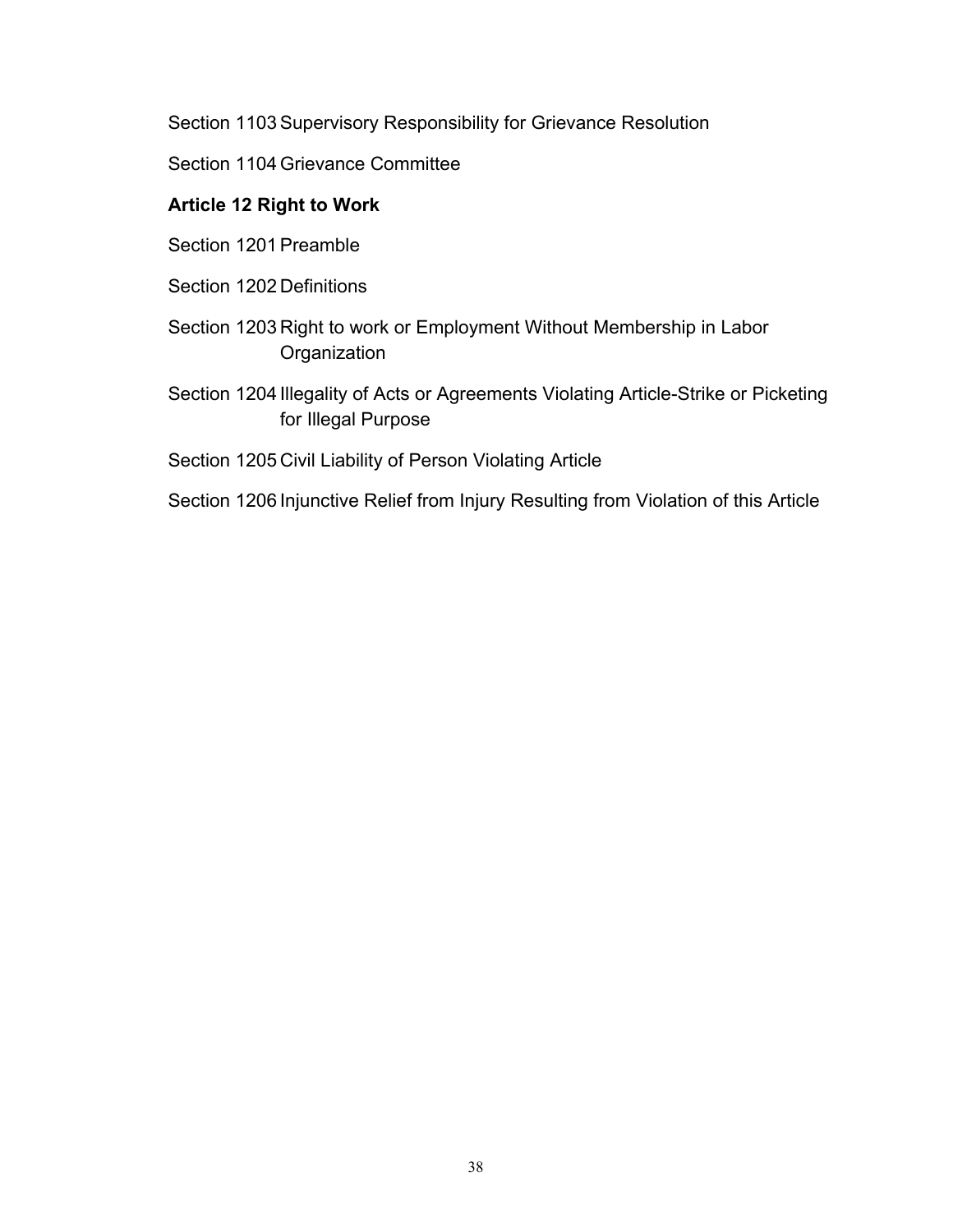Section 1103 Supervisory Responsibility for Grievance Resolution

Section 1104 Grievance Committee

**Article 12 Right to Work**

Section 1201 Preamble

Section 1202 Definitions

Section 1203 Right to work or Employment Without Membership in Labor Organization

Section 1204 Illegality of Acts or Agreements Violating Article-Strike or Picketing for Illegal Purpose

Section 1205 Civil Liability of Person Violating Article

Section 1206 Injunctive Relief from Injury Resulting from Violation of this Article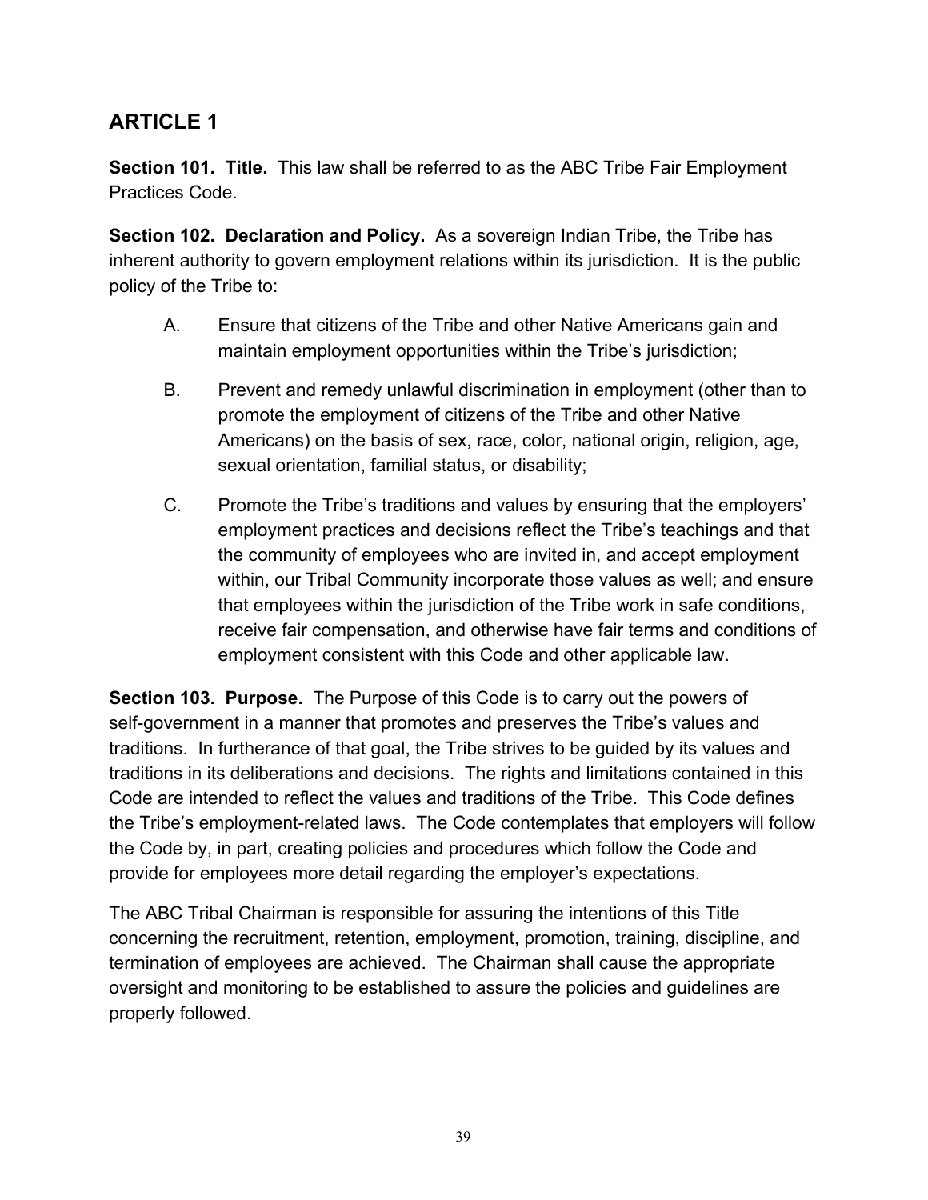## ARTICLE 1

**Section 101. Title.** This law shall be referred to as the ABC Tribe Fair Employment Practices Code.

**Section 102. Declaration and Policy.** As a sovereign Indian Tribe, the Tribe has inherent authority to govern employment relations within its jurisdiction. It is the public policy of the Tribe to:

A. Ensure that citizens of the Tribe and other Native Americans gain and maintain employment opportunities within the Tribe's jurisdiction;

B. Prevent and remedy unlawful discrimination in employment (other than to promote the employment of citizens of the Tribe and other Native Americans) on the basis of sex, race, color, national origin, religion, age, sexual orientation, familial status, or disability;

C. Promote the Tribe's traditions and values by ensuring that the employers' employment practices and decisions reflect the Tribe's teachings and that the community of employees who are invited in, and accept employment within, our Tribal Community incorporate those values as well; and ensure that employees within the jurisdiction of the Tribe work in safe conditions, receive fair compensation, and otherwise have fair terms and conditions of employment consistent with this Code and other applicable law.

**Section 103. Purpose.** The Purpose of this Code is to carry out the powers of self-government in a manner that promotes and preserves the Tribe's values and traditions. In furtherance of that goal, the Tribe strives to be guided by its values and traditions in its deliberations and decisions. The rights and limitations contained in this Code are intended to reflect the values and traditions of the Tribe. This Code defines the Tribe's employment-related laws. The Code contemplates that employers will follow the Code by, in part, creating policies and procedures which follow the Code and provide for employees more detail regarding the employer's expectations.

The ABC Tribal Chairman is responsible for assuring the intentions of this Title concerning the recruitment, retention, employment, promotion, training, discipline, and termination of employees are achieved. The Chairman shall cause the appropriate oversight and monitoring to be established to assure the policies and guidelines are properly followed.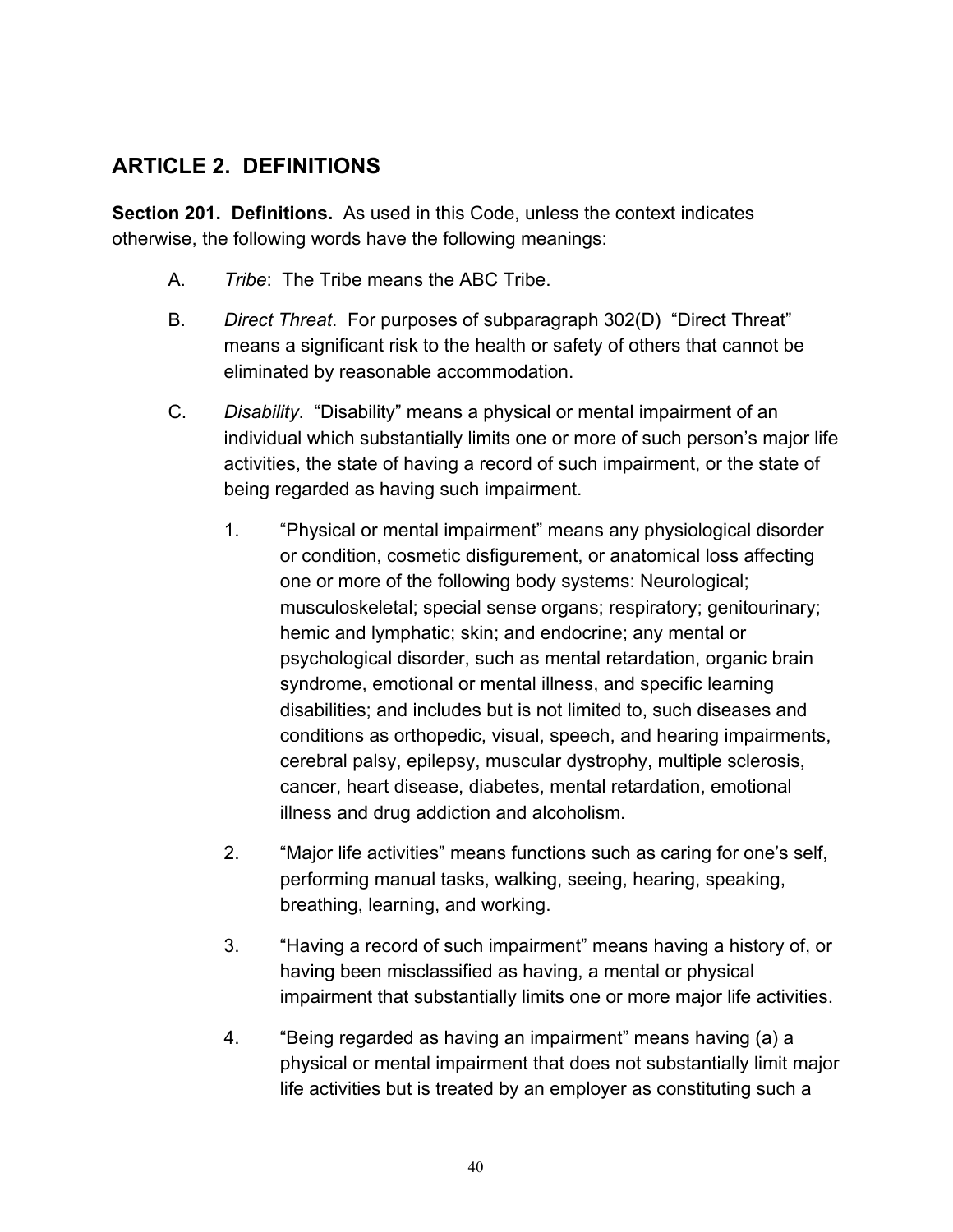## ARTICLE 2. DEFINITIONS

**Section 201. Definitions.** As used in this Code, unless the context indicates otherwise, the following words have the following meanings:

A. *Tribe*: The Tribe means the ABC Tribe.

B. *Direct Threat*. For purposes of subparagraph 302(D) "Direct Threat" means a significant risk to the health or safety of others that cannot be eliminated by reasonable accommodation.

C. *Disability*. "Disability" means a physical or mental impairment of an individual which substantially limits one or more of such person's major life activities, the state of having a record of such impairment, or the state of being regarded as having such impairment.

   1. "Physical or mental impairment" means any physiological disorder or condition, cosmetic disfigurement, or anatomical loss affecting one or more of the following body systems: Neurological; musculoskeletal; special sense organs; respiratory; genitourinary; hemic and lymphatic; skin; and endocrine; any mental or psychological disorder, such as mental retardation, organic brain syndrome, emotional or mental illness, and specific learning disabilities; and includes but is not limited to, such diseases and conditions as orthopedic, visual, speech, and hearing impairments, cerebral palsy, epilepsy, muscular dystrophy, multiple sclerosis, cancer, heart disease, diabetes, mental retardation, emotional illness and drug addiction and alcoholism.

   2. "Major life activities" means functions such as caring for one's self, performing manual tasks, walking, seeing, hearing, speaking, breathing, learning, and working.

   3. "Having a record of such impairment" means having a history of, or having been misclassified as having, a mental or physical impairment that substantially limits one or more major life activities.

   4. "Being regarded as having an impairment" means having (a) a physical or mental impairment that does not substantially limit major life activities but is treated by an employer as constituting such a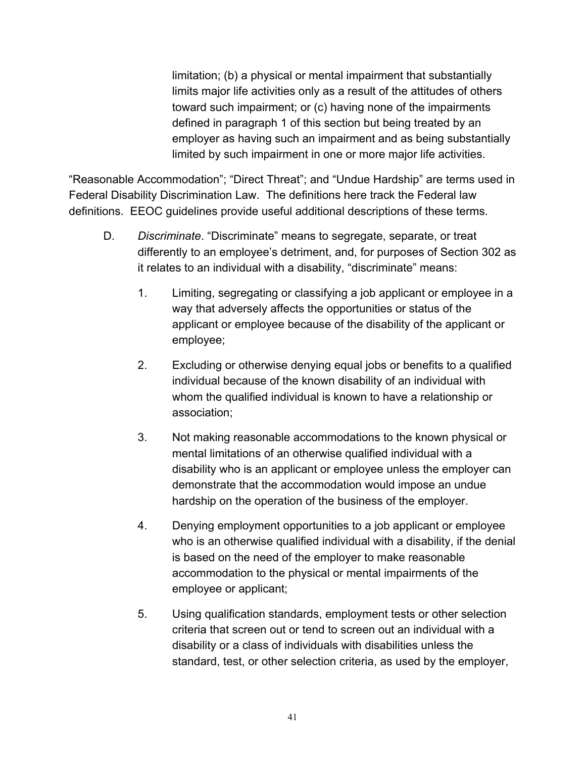limitation; (b) a physical or mental impairment that substantially limits major life activities only as a result of the attitudes of others toward such impairment; or (c) having none of the impairments defined in paragraph 1 of this section but being treated by an employer as having such an impairment and as being substantially limited by such impairment in one or more major life activities.

“Reasonable Accommodation”; “Direct Threat”; and “Undue Hardship” are terms used in Federal Disability Discrimination Law. The definitions here track the Federal law definitions. EEOC guidelines provide useful additional descriptions of these terms.

D. *Discriminate*. “Discriminate” means to segregate, separate, or treat differently to an employee’s detriment, and, for purposes of Section 302 as it relates to an individual with a disability, “discriminate” means:

1. Limiting, segregating or classifying a job applicant or employee in a way that adversely affects the opportunities or status of the applicant or employee because of the disability of the applicant or employee;

2. Excluding or otherwise denying equal jobs or benefits to a qualified individual because of the known disability of an individual with whom the qualified individual is known to have a relationship or association;

3. Not making reasonable accommodations to the known physical or mental limitations of an otherwise qualified individual with a disability who is an applicant or employee unless the employer can demonstrate that the accommodation would impose an undue hardship on the operation of the business of the employer.

4. Denying employment opportunities to a job applicant or employee who is an otherwise qualified individual with a disability, if the denial is based on the need of the employer to make reasonable accommodation to the physical or mental impairments of the employee or applicant;

5. Using qualification standards, employment tests or other selection criteria that screen out or tend to screen out an individual with a disability or a class of individuals with disabilities unless the standard, test, or other selection criteria, as used by the employer,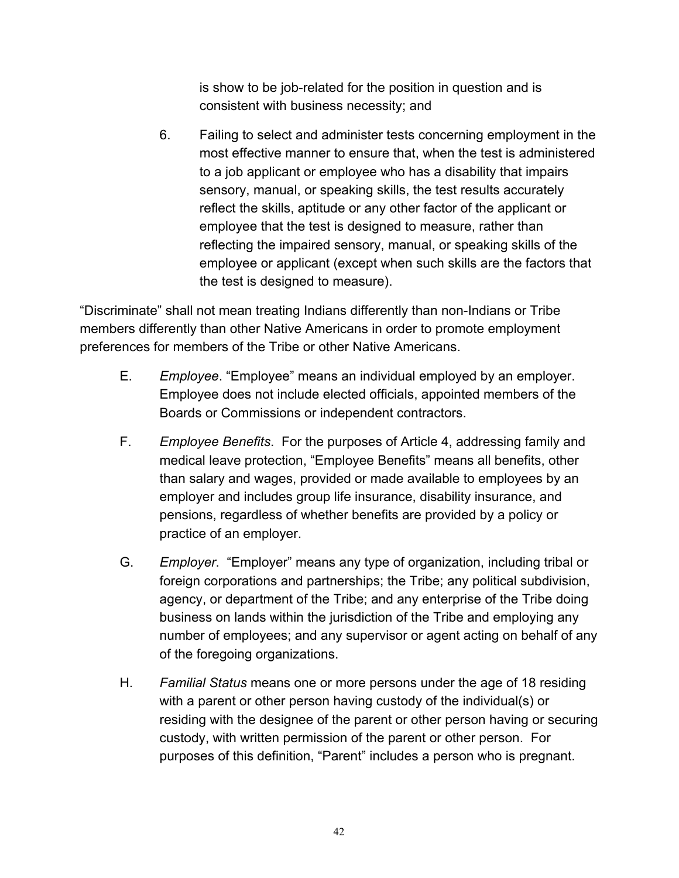is show to be job-related for the position in question and is consistent with business necessity; and

6. Failing to select and administer tests concerning employment in the most effective manner to ensure that, when the test is administered to a job applicant or employee who has a disability that impairs sensory, manual, or speaking skills, the test results accurately reflect the skills, aptitude or any other factor of the applicant or employee that the test is designed to measure, rather than reflecting the impaired sensory, manual, or speaking skills of the employee or applicant (except when such skills are the factors that the test is designed to measure).

"Discriminate" shall not mean treating Indians differently than non-Indians or Tribe members differently than other Native Americans in order to promote employment preferences for members of the Tribe or other Native Americans.

E. *Employee*. "Employee" means an individual employed by an employer. Employee does not include elected officials, appointed members of the Boards or Commissions or independent contractors.

F. *Employee Benefits*. For the purposes of Article 4, addressing family and medical leave protection, "Employee Benefits" means all benefits, other than salary and wages, provided or made available to employees by an employer and includes group life insurance, disability insurance, and pensions, regardless of whether benefits are provided by a policy or practice of an employer.

G. *Employer*. "Employer" means any type of organization, including tribal or foreign corporations and partnerships; the Tribe; any political subdivision, agency, or department of the Tribe; and any enterprise of the Tribe doing business on lands within the jurisdiction of the Tribe and employing any number of employees; and any supervisor or agent acting on behalf of any of the foregoing organizations.

H. *Familial Status* means one or more persons under the age of 18 residing with a parent or other person having custody of the individual(s) or residing with the designee of the parent or other person having or securing custody, with written permission of the parent or other person. For purposes of this definition, "Parent" includes a person who is pregnant.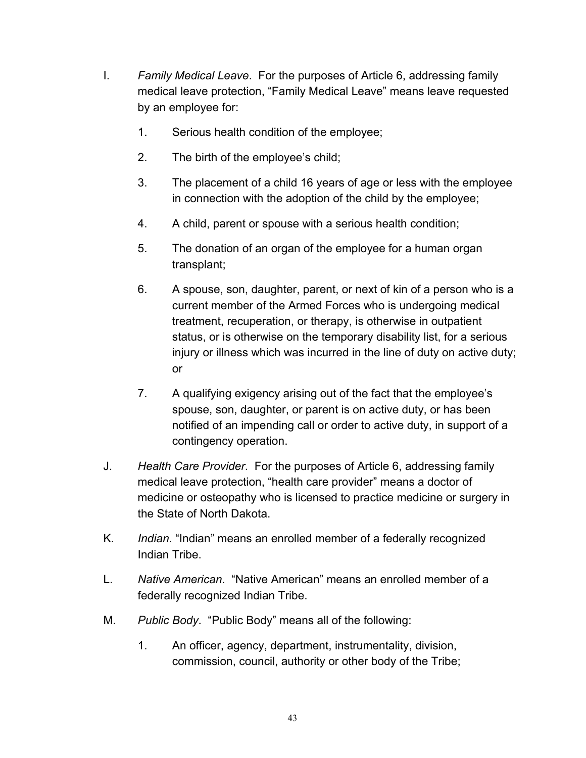I. *Family Medical Leave*. For the purposes of Article 6, addressing family medical leave protection, "Family Medical Leave" means leave requested by an employee for:

1. Serious health condition of the employee;

2. The birth of the employee's child;

3. The placement of a child 16 years of age or less with the employee in connection with the adoption of the child by the employee;

4. A child, parent or spouse with a serious health condition;

5. The donation of an organ of the employee for a human organ transplant;

6. A spouse, son, daughter, parent, or next of kin of a person who is a current member of the Armed Forces who is undergoing medical treatment, recuperation, or therapy, is otherwise in outpatient status, or is otherwise on the temporary disability list, for a serious injury or illness which was incurred in the line of duty on active duty; or

7. A qualifying exigency arising out of the fact that the employee's spouse, son, daughter, or parent is on active duty, or has been notified of an impending call or order to active duty, in support of a contingency operation.

J. *Health Care Provider*. For the purposes of Article 6, addressing family medical leave protection, "health care provider" means a doctor of medicine or osteopathy who is licensed to practice medicine or surgery in the State of North Dakota.

K. *Indian*. "Indian" means an enrolled member of a federally recognized Indian Tribe.

L. *Native American*. "Native American" means an enrolled member of a federally recognized Indian Tribe.

M. *Public Body*. "Public Body" means all of the following:

1. An officer, agency, department, instrumentality, division, commission, council, authority or other body of the Tribe;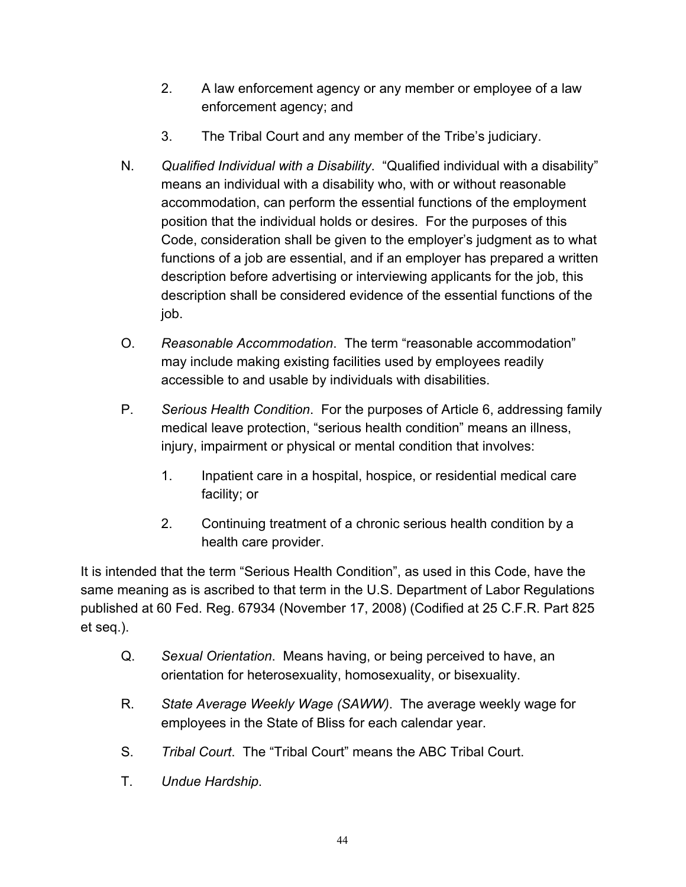2. A law enforcement agency or any member or employee of a law enforcement agency; and

3. The Tribal Court and any member of the Tribe's judiciary.

N. *Qualified Individual with a Disability*. "Qualified individual with a disability" means an individual with a disability who, with or without reasonable accommodation, can perform the essential functions of the employment position that the individual holds or desires. For the purposes of this Code, consideration shall be given to the employer's judgment as to what functions of a job are essential, and if an employer has prepared a written description before advertising or interviewing applicants for the job, this description shall be considered evidence of the essential functions of the job.

O. *Reasonable Accommodation*. The term "reasonable accommodation" may include making existing facilities used by employees readily accessible to and usable by individuals with disabilities.

P. *Serious Health Condition*. For the purposes of Article 6, addressing family medical leave protection, "serious health condition" means an illness, injury, impairment or physical or mental condition that involves:

1. Inpatient care in a hospital, hospice, or residential medical care facility; or

2. Continuing treatment of a chronic serious health condition by a health care provider.

It is intended that the term "Serious Health Condition", as used in this Code, have the same meaning as is ascribed to that term in the U.S. Department of Labor Regulations published at 60 Fed. Reg. 67934 (November 17, 2008) (Codified at 25 C.F.R. Part 825 et seq.).

Q. *Sexual Orientation*. Means having, or being perceived to have, an orientation for heterosexuality, homosexuality, or bisexuality.

R. *State Average Weekly Wage (SAWW)*. The average weekly wage for employees in the State of Bliss for each calendar year.

S. *Tribal Court*. The "Tribal Court" means the ABC Tribal Court.

T. *Undue Hardship*.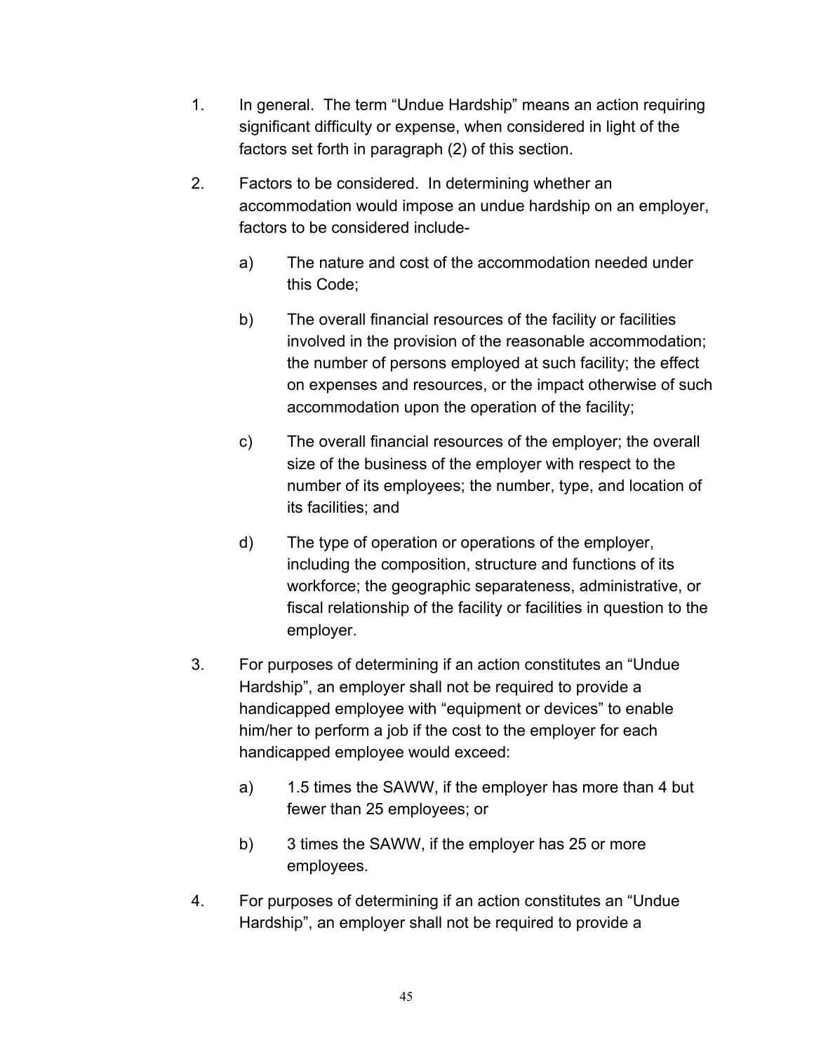1. In general. The term "Undue Hardship" means an action requiring significant difficulty or expense, when considered in light of the factors set forth in paragraph (2) of this section.

2. Factors to be considered. In determining whether an accommodation would impose an undue hardship on an employer, factors to be considered include-

   a) The nature and cost of the accommodation needed under this Code;

   b) The overall financial resources of the facility or facilities involved in the provision of the reasonable accommodation; the number of persons employed at such facility; the effect on expenses and resources, or the impact otherwise of such accommodation upon the operation of the facility;

   c) The overall financial resources of the employer; the overall size of the business of the employer with respect to the number of its employees; the number, type, and location of its facilities; and

   d) The type of operation or operations of the employer, including the composition, structure and functions of its workforce; the geographic separateness, administrative, or fiscal relationship of the facility or facilities in question to the employer.

3. For purposes of determining if an action constitutes an "Undue Hardship", an employer shall not be required to provide a handicapped employee with "equipment or devices" to enable him/her to perform a job if the cost to the employer for each handicapped employee would exceed:

   a) 1.5 times the SAWW, if the employer has more than 4 but fewer than 25 employees; or

   b) 3 times the SAWW, if the employer has 25 or more employees.

4. For purposes of determining if an action constitutes an "Undue Hardship", an employer shall not be required to provide a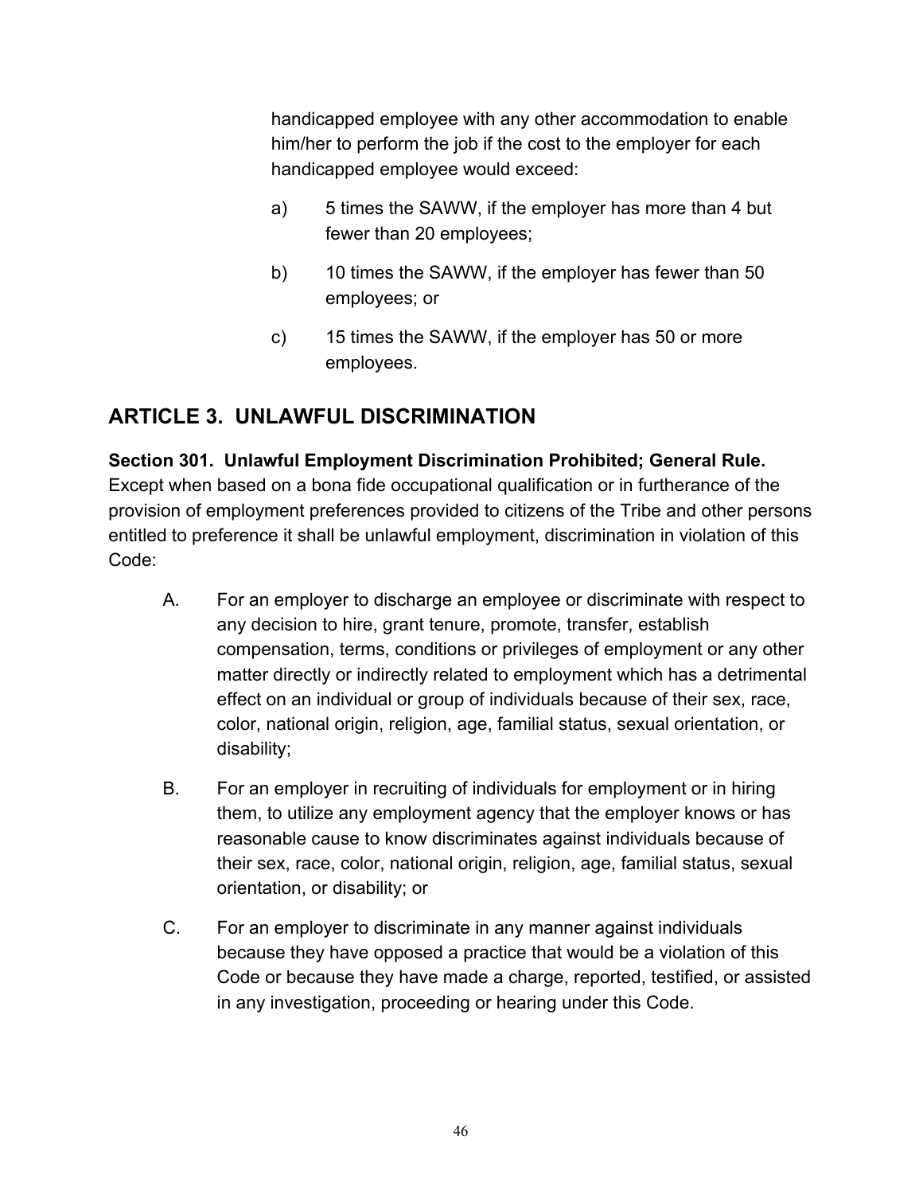handicapped employee with any other accommodation to enable him/her to perform the job if the cost to the employer for each handicapped employee would exceed:

a) 5 times the SAWW, if the employer has more than 4 but fewer than 20 employees;

b) 10 times the SAWW, if the employer has fewer than 50 employees; or

c) 15 times the SAWW, if the employer has 50 or more employees.

## ARTICLE 3. UNLAWFUL DISCRIMINATION

**Section 301. Unlawful Employment Discrimination Prohibited; General Rule.** Except when based on a bona fide occupational qualification or in furtherance of the provision of employment preferences provided to citizens of the Tribe and other persons entitled to preference it shall be unlawful employment, discrimination in violation of this Code:

A. For an employer to discharge an employee or discriminate with respect to any decision to hire, grant tenure, promote, transfer, establish compensation, terms, conditions or privileges of employment or any other matter directly or indirectly related to employment which has a detrimental effect on an individual or group of individuals because of their sex, race, color, national origin, religion, age, familial status, sexual orientation, or disability;

B. For an employer in recruiting of individuals for employment or in hiring them, to utilize any employment agency that the employer knows or has reasonable cause to know discriminates against individuals because of their sex, race, color, national origin, religion, age, familial status, sexual orientation, or disability; or

C. For an employer to discriminate in any manner against individuals because they have opposed a practice that would be a violation of this Code or because they have made a charge, reported, testified, or assisted in any investigation, proceeding or hearing under this Code.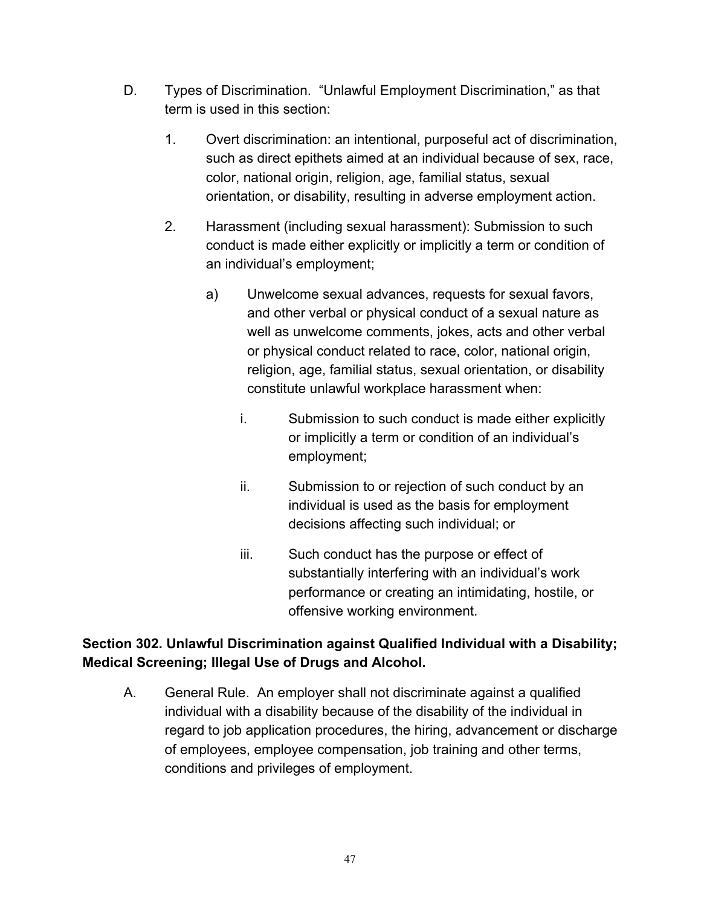D. Types of Discrimination. "Unlawful Employment Discrimination," as that term is used in this section:

1. Overt discrimination: an intentional, purposeful act of discrimination, such as direct epithets aimed at an individual because of sex, race, color, national origin, religion, age, familial status, sexual orientation, or disability, resulting in adverse employment action.

2. Harassment (including sexual harassment): Submission to such conduct is made either explicitly or implicitly a term or condition of an individual's employment;

    a) Unwelcome sexual advances, requests for sexual favors, and other verbal or physical conduct of a sexual nature as well as unwelcome comments, jokes, acts and other verbal or physical conduct related to race, color, national origin, religion, age, familial status, sexual orientation, or disability constitute unlawful workplace harassment when:

        i. Submission to such conduct is made either explicitly or implicitly a term or condition of an individual's employment;

        ii. Submission to or rejection of such conduct by an individual is used as the basis for employment decisions affecting such individual; or

        iii. Such conduct has the purpose or effect of substantially interfering with an individual's work performance or creating an intimidating, hostile, or offensive working environment.

**Section 302. Unlawful Discrimination against Qualified Individual with a Disability; Medical Screening; Illegal Use of Drugs and Alcohol.**

A. General Rule. An employer shall not discriminate against a qualified individual with a disability because of the disability of the individual in regard to job application procedures, the hiring, advancement or discharge of employees, employee compensation, job training and other terms, conditions and privileges of employment.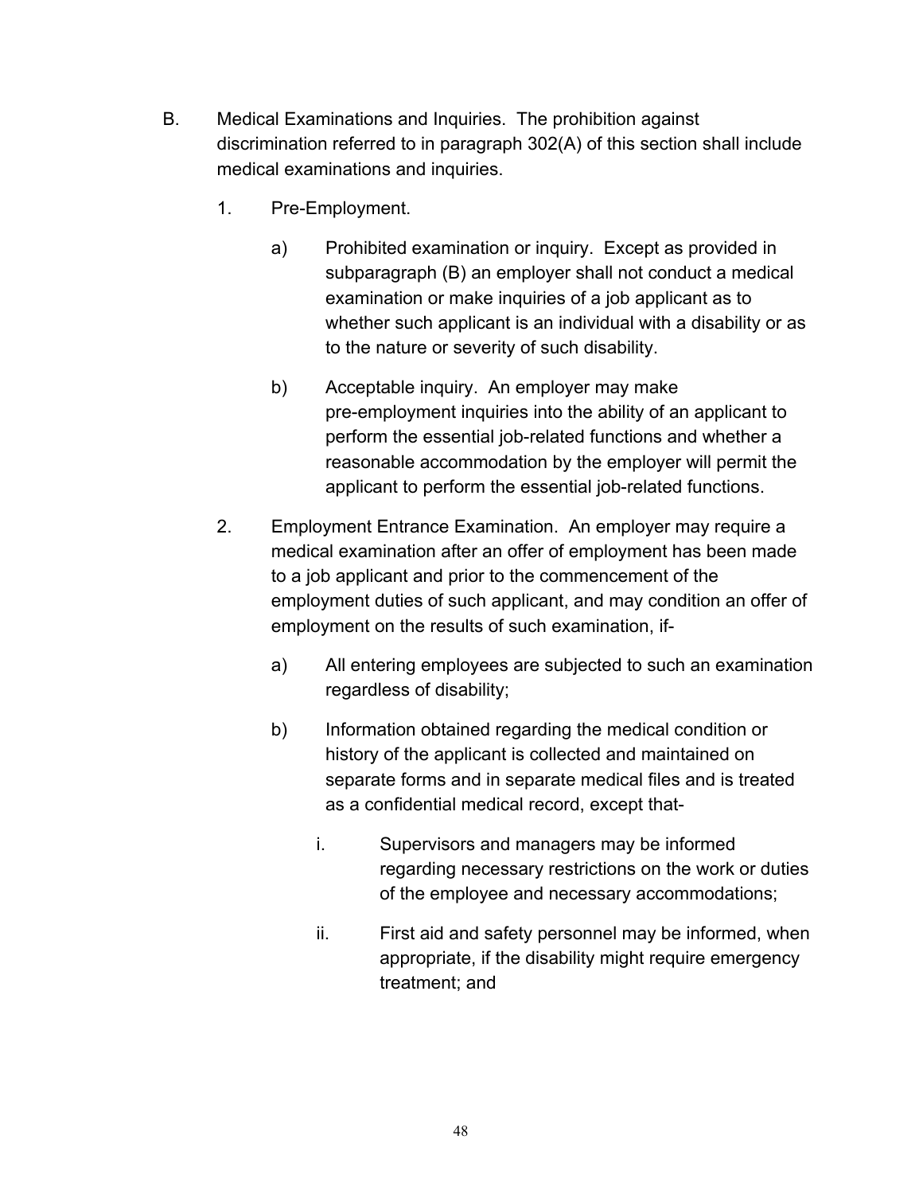B. Medical Examinations and Inquiries. The prohibition against discrimination referred to in paragraph 302(A) of this section shall include medical examinations and inquiries.

1. Pre-Employment.

   a) Prohibited examination or inquiry. Except as provided in subparagraph (B) an employer shall not conduct a medical examination or make inquiries of a job applicant as to whether such applicant is an individual with a disability or as to the nature or severity of such disability.

   b) Acceptable inquiry. An employer may make pre-employment inquiries into the ability of an applicant to perform the essential job-related functions and whether a reasonable accommodation by the employer will permit the applicant to perform the essential job-related functions.

2. Employment Entrance Examination. An employer may require a medical examination after an offer of employment has been made to a job applicant and prior to the commencement of the employment duties of such applicant, and may condition an offer of employment on the results of such examination, if-

   a) All entering employees are subjected to such an examination regardless of disability;

   b) Information obtained regarding the medical condition or history of the applicant is collected and maintained on separate forms and in separate medical files and is treated as a confidential medical record, except that-

      i. Supervisors and managers may be informed regarding necessary restrictions on the work or duties of the employee and necessary accommodations;

      ii. First aid and safety personnel may be informed, when appropriate, if the disability might require emergency treatment; and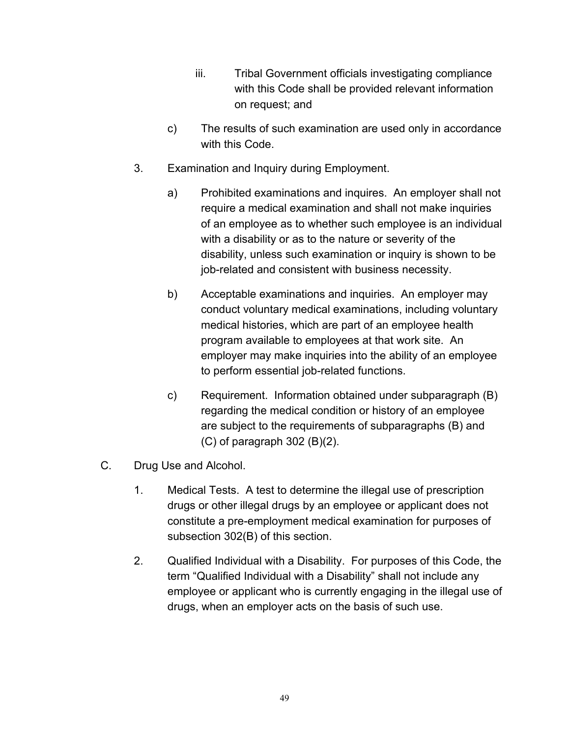iii. Tribal Government officials investigating compliance with this Code shall be provided relevant information on request; and

c) The results of such examination are used only in accordance with this Code.

3. Examination and Inquiry during Employment.

a) Prohibited examinations and inquires. An employer shall not require a medical examination and shall not make inquiries of an employee as to whether such employee is an individual with a disability or as to the nature or severity of the disability, unless such examination or inquiry is shown to be job-related and consistent with business necessity.

b) Acceptable examinations and inquiries. An employer may conduct voluntary medical examinations, including voluntary medical histories, which are part of an employee health program available to employees at that work site. An employer may make inquiries into the ability of an employee to perform essential job-related functions.

c) Requirement. Information obtained under subparagraph (B) regarding the medical condition or history of an employee are subject to the requirements of subparagraphs (B) and (C) of paragraph 302 (B)(2).

C. Drug Use and Alcohol.

1. Medical Tests. A test to determine the illegal use of prescription drugs or other illegal drugs by an employee or applicant does not constitute a pre-employment medical examination for purposes of subsection 302(B) of this section.

2. Qualified Individual with a Disability. For purposes of this Code, the term "Qualified Individual with a Disability" shall not include any employee or applicant who is currently engaging in the illegal use of drugs, when an employer acts on the basis of such use.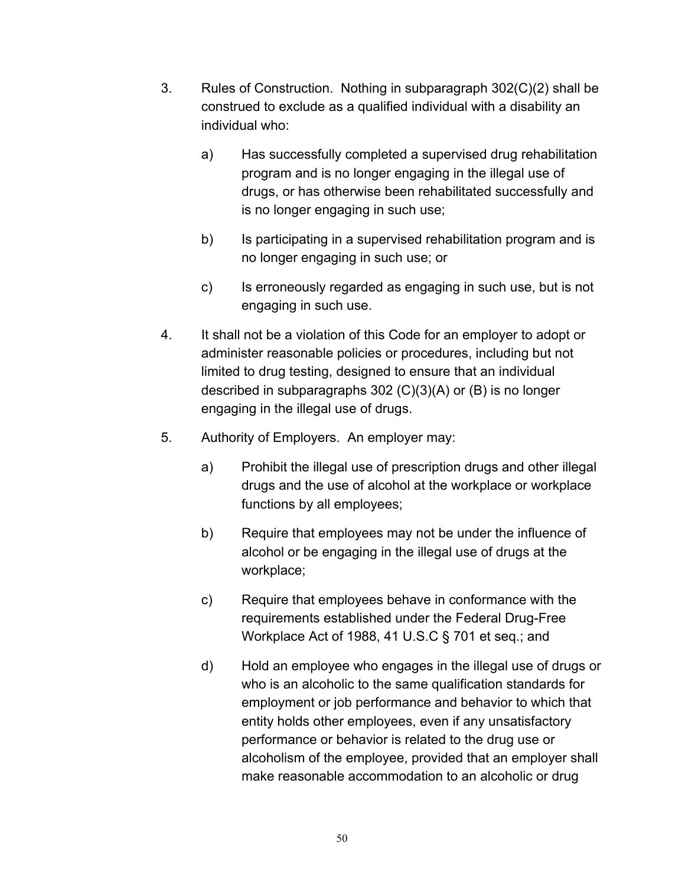3. Rules of Construction. Nothing in subparagraph 302(C)(2) shall be construed to exclude as a qualified individual with a disability an individual who:

   a) Has successfully completed a supervised drug rehabilitation program and is no longer engaging in the illegal use of drugs, or has otherwise been rehabilitated successfully and is no longer engaging in such use;

   b) Is participating in a supervised rehabilitation program and is no longer engaging in such use; or

   c) Is erroneously regarded as engaging in such use, but is not engaging in such use.

4. It shall not be a violation of this Code for an employer to adopt or administer reasonable policies or procedures, including but not limited to drug testing, designed to ensure that an individual described in subparagraphs 302 (C)(3)(A) or (B) is no longer engaging in the illegal use of drugs.

5. Authority of Employers. An employer may:

   a) Prohibit the illegal use of prescription drugs and other illegal drugs and the use of alcohol at the workplace or workplace functions by all employees;

   b) Require that employees may not be under the influence of alcohol or be engaging in the illegal use of drugs at the workplace;

   c) Require that employees behave in conformance with the requirements established under the Federal Drug-Free Workplace Act of 1988, 41 U.S.C § 701 et seq.; and

   d) Hold an employee who engages in the illegal use of drugs or who is an alcoholic to the same qualification standards for employment or job performance and behavior to which that entity holds other employees, even if any unsatisfactory performance or behavior is related to the drug use or alcoholism of the employee, provided that an employer shall make reasonable accommodation to an alcoholic or drug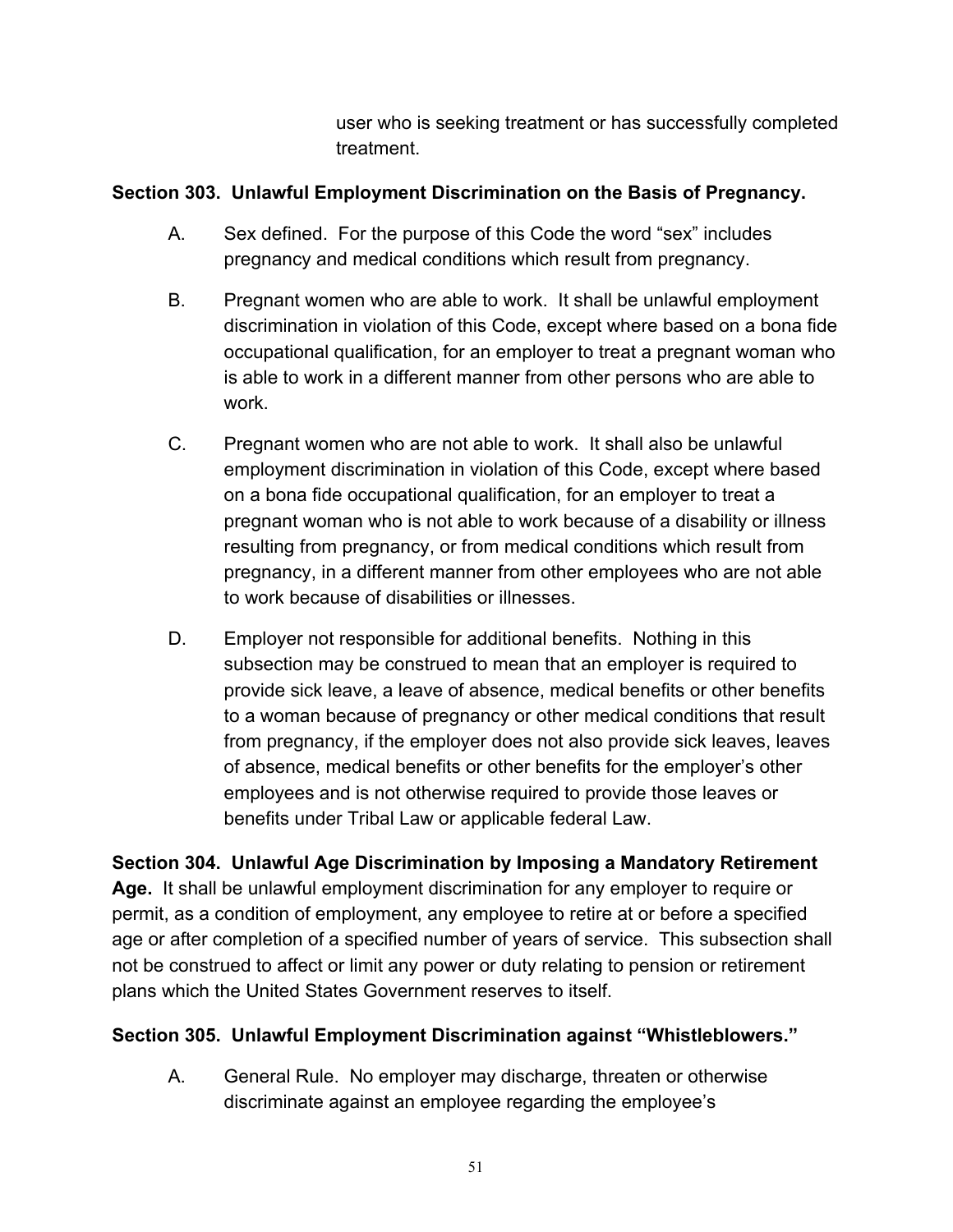user who is seeking treatment or has successfully completed treatment.

**Section 303. Unlawful Employment Discrimination on the Basis of Pregnancy.**

A. Sex defined. For the purpose of this Code the word "sex" includes pregnancy and medical conditions which result from pregnancy.

B. Pregnant women who are able to work. It shall be unlawful employment discrimination in violation of this Code, except where based on a bona fide occupational qualification, for an employer to treat a pregnant woman who is able to work in a different manner from other persons who are able to work.

C. Pregnant women who are not able to work. It shall also be unlawful employment discrimination in violation of this Code, except where based on a bona fide occupational qualification, for an employer to treat a pregnant woman who is not able to work because of a disability or illness resulting from pregnancy, or from medical conditions which result from pregnancy, in a different manner from other employees who are not able to work because of disabilities or illnesses.

D. Employer not responsible for additional benefits. Nothing in this subsection may be construed to mean that an employer is required to provide sick leave, a leave of absence, medical benefits or other benefits to a woman because of pregnancy or other medical conditions that result from pregnancy, if the employer does not also provide sick leaves, leaves of absence, medical benefits or other benefits for the employer's other employees and is not otherwise required to provide those leaves or benefits under Tribal Law or applicable federal Law.

**Section 304. Unlawful Age Discrimination by Imposing a Mandatory Retirement Age.** It shall be unlawful employment discrimination for any employer to require or permit, as a condition of employment, any employee to retire at or before a specified age or after completion of a specified number of years of service. This subsection shall not be construed to affect or limit any power or duty relating to pension or retirement plans which the United States Government reserves to itself.

**Section 305. Unlawful Employment Discrimination against "Whistleblowers."**

A. General Rule. No employer may discharge, threaten or otherwise discriminate against an employee regarding the employee's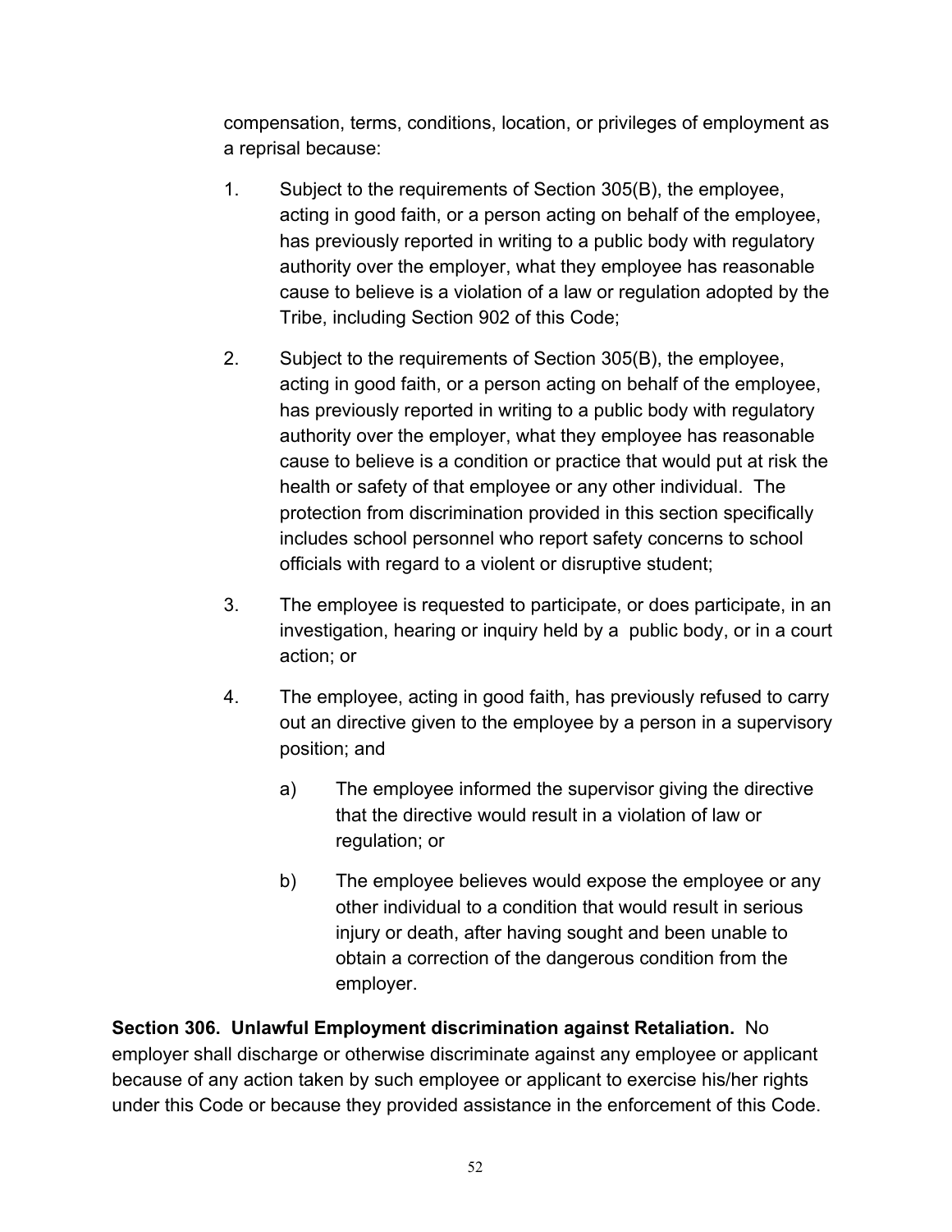compensation, terms, conditions, location, or privileges of employment as a reprisal because:

1. Subject to the requirements of Section 305(B), the employee, acting in good faith, or a person acting on behalf of the employee, has previously reported in writing to a public body with regulatory authority over the employer, what they employee has reasonable cause to believe is a violation of a law or regulation adopted by the Tribe, including Section 902 of this Code;

2. Subject to the requirements of Section 305(B), the employee, acting in good faith, or a person acting on behalf of the employee, has previously reported in writing to a public body with regulatory authority over the employer, what they employee has reasonable cause to believe is a condition or practice that would put at risk the health or safety of that employee or any other individual. The protection from discrimination provided in this section specifically includes school personnel who report safety concerns to school officials with regard to a violent or disruptive student;

3. The employee is requested to participate, or does participate, in an investigation, hearing or inquiry held by a public body, or in a court action; or

4. The employee, acting in good faith, has previously refused to carry out an directive given to the employee by a person in a supervisory position; and

   a) The employee informed the supervisor giving the directive that the directive would result in a violation of law or regulation; or

   b) The employee believes would expose the employee or any other individual to a condition that would result in serious injury or death, after having sought and been unable to obtain a correction of the dangerous condition from the employer.

**Section 306. Unlawful Employment discrimination against Retaliation.** No employer shall discharge or otherwise discriminate against any employee or applicant because of any action taken by such employee or applicant to exercise his/her rights under this Code or because they provided assistance in the enforcement of this Code.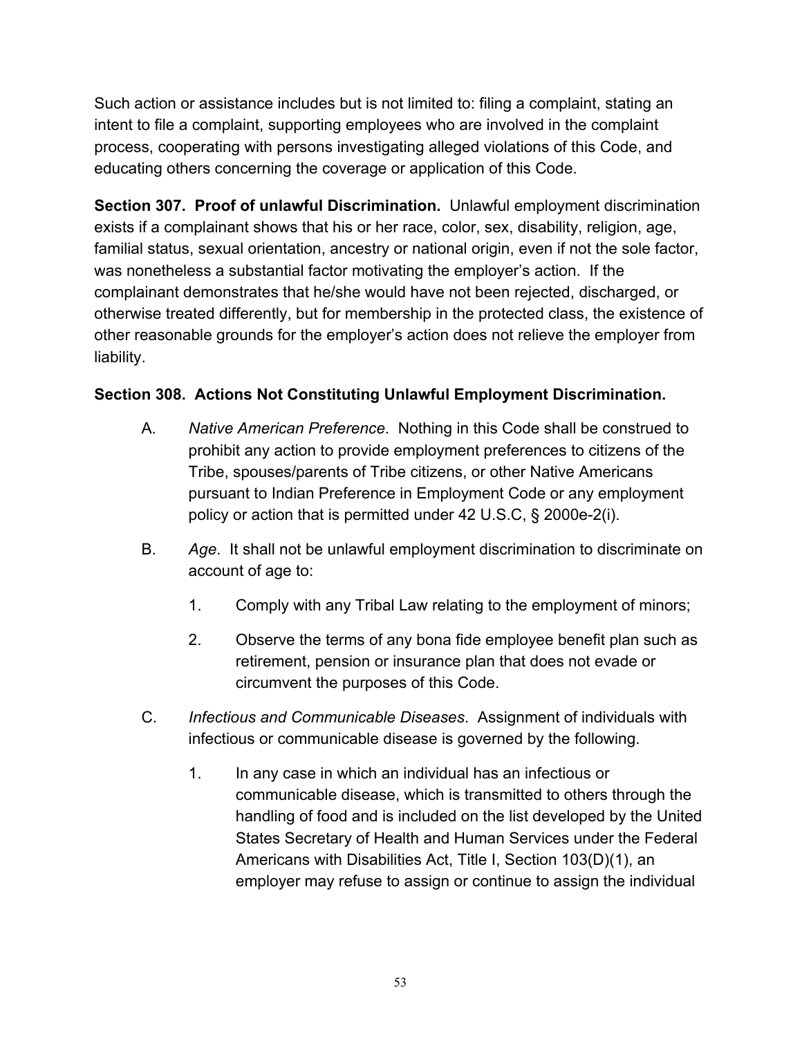Such action or assistance includes but is not limited to: filing a complaint, stating an intent to file a complaint, supporting employees who are involved in the complaint process, cooperating with persons investigating alleged violations of this Code, and educating others concerning the coverage or application of this Code.

**Section 307. Proof of unlawful Discrimination.** Unlawful employment discrimination exists if a complainant shows that his or her race, color, sex, disability, religion, age, familial status, sexual orientation, ancestry or national origin, even if not the sole factor, was nonetheless a substantial factor motivating the employer's action. If the complainant demonstrates that he/she would have not been rejected, discharged, or otherwise treated differently, but for membership in the protected class, the existence of other reasonable grounds for the employer's action does not relieve the employer from liability.

**Section 308. Actions Not Constituting Unlawful Employment Discrimination.**

A. *Native American Preference*. Nothing in this Code shall be construed to prohibit any action to provide employment preferences to citizens of the Tribe, spouses/parents of Tribe citizens, or other Native Americans pursuant to Indian Preference in Employment Code or any employment policy or action that is permitted under 42 U.S.C, § 2000e-2(i).

B. *Age*. It shall not be unlawful employment discrimination to discriminate on account of age to:

1. Comply with any Tribal Law relating to the employment of minors;

2. Observe the terms of any bona fide employee benefit plan such as retirement, pension or insurance plan that does not evade or circumvent the purposes of this Code.

C. *Infectious and Communicable Diseases*. Assignment of individuals with infectious or communicable disease is governed by the following.

1. In any case in which an individual has an infectious or communicable disease, which is transmitted to others through the handling of food and is included on the list developed by the United States Secretary of Health and Human Services under the Federal Americans with Disabilities Act, Title I, Section 103(D)(1), an employer may refuse to assign or continue to assign the individual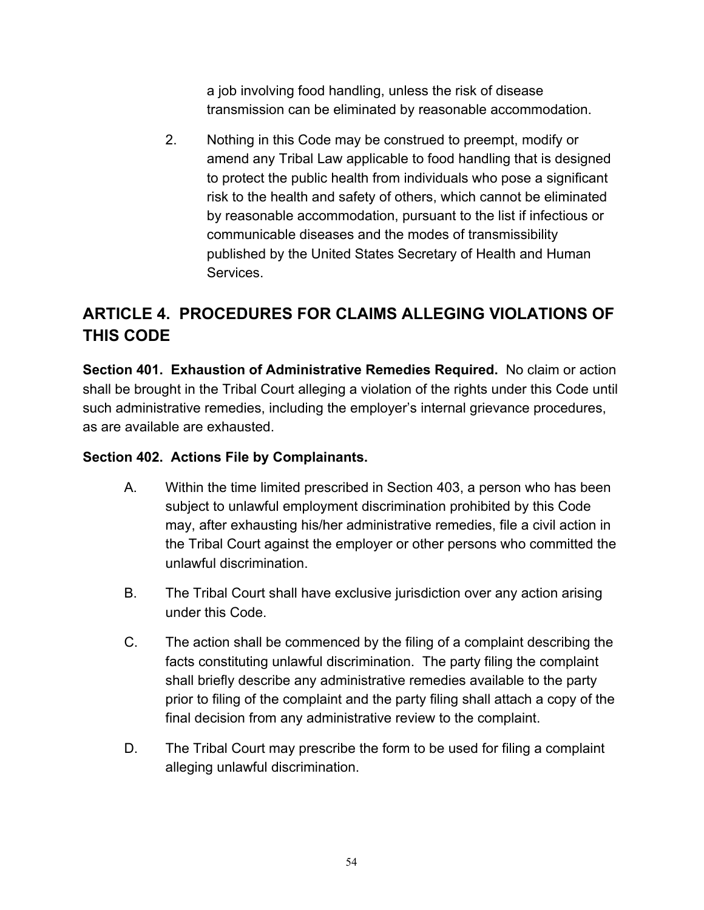a job involving food handling, unless the risk of disease transmission can be eliminated by reasonable accommodation.

2. Nothing in this Code may be construed to preempt, modify or amend any Tribal Law applicable to food handling that is designed to protect the public health from individuals who pose a significant risk to the health and safety of others, which cannot be eliminated by reasonable accommodation, pursuant to the list if infectious or communicable diseases and the modes of transmissibility published by the United States Secretary of Health and Human Services.

## ARTICLE 4. PROCEDURES FOR CLAIMS ALLEGING VIOLATIONS OF THIS CODE

**Section 401. Exhaustion of Administrative Remedies Required.** No claim or action shall be brought in the Tribal Court alleging a violation of the rights under this Code until such administrative remedies, including the employer's internal grievance procedures, as are available are exhausted.

**Section 402. Actions File by Complainants.**

A. Within the time limited prescribed in Section 403, a person who has been subject to unlawful employment discrimination prohibited by this Code may, after exhausting his/her administrative remedies, file a civil action in the Tribal Court against the employer or other persons who committed the unlawful discrimination.

B. The Tribal Court shall have exclusive jurisdiction over any action arising under this Code.

C. The action shall be commenced by the filing of a complaint describing the facts constituting unlawful discrimination. The party filing the complaint shall briefly describe any administrative remedies available to the party prior to filing of the complaint and the party filing shall attach a copy of the final decision from any administrative review to the complaint.

D. The Tribal Court may prescribe the form to be used for filing a complaint alleging unlawful discrimination.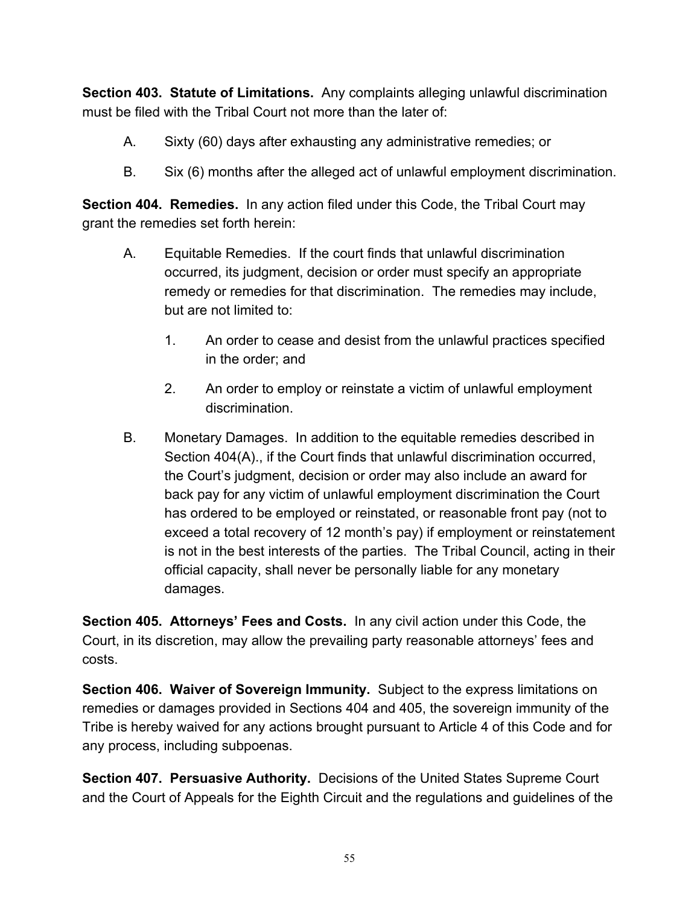**Section 403. Statute of Limitations.** Any complaints alleging unlawful discrimination must be filed with the Tribal Court not more than the later of:

A. Sixty (60) days after exhausting any administrative remedies; or

B. Six (6) months after the alleged act of unlawful employment discrimination.

**Section 404. Remedies.** In any action filed under this Code, the Tribal Court may grant the remedies set forth herein:

A. Equitable Remedies. If the court finds that unlawful discrimination occurred, its judgment, decision or order must specify an appropriate remedy or remedies for that discrimination. The remedies may include, but are not limited to:

   1. An order to cease and desist from the unlawful practices specified in the order; and

   2. An order to employ or reinstate a victim of unlawful employment discrimination.

B. Monetary Damages. In addition to the equitable remedies described in Section 404(A)., if the Court finds that unlawful discrimination occurred, the Court's judgment, decision or order may also include an award for back pay for any victim of unlawful employment discrimination the Court has ordered to be employed or reinstated, or reasonable front pay (not to exceed a total recovery of 12 month's pay) if employment or reinstatement is not in the best interests of the parties. The Tribal Council, acting in their official capacity, shall never be personally liable for any monetary damages.

**Section 405. Attorneys' Fees and Costs.** In any civil action under this Code, the Court, in its discretion, may allow the prevailing party reasonable attorneys' fees and costs.

**Section 406. Waiver of Sovereign Immunity.** Subject to the express limitations on remedies or damages provided in Sections 404 and 405, the sovereign immunity of the Tribe is hereby waived for any actions brought pursuant to Article 4 of this Code and for any process, including subpoenas.

**Section 407. Persuasive Authority.** Decisions of the United States Supreme Court and the Court of Appeals for the Eighth Circuit and the regulations and guidelines of the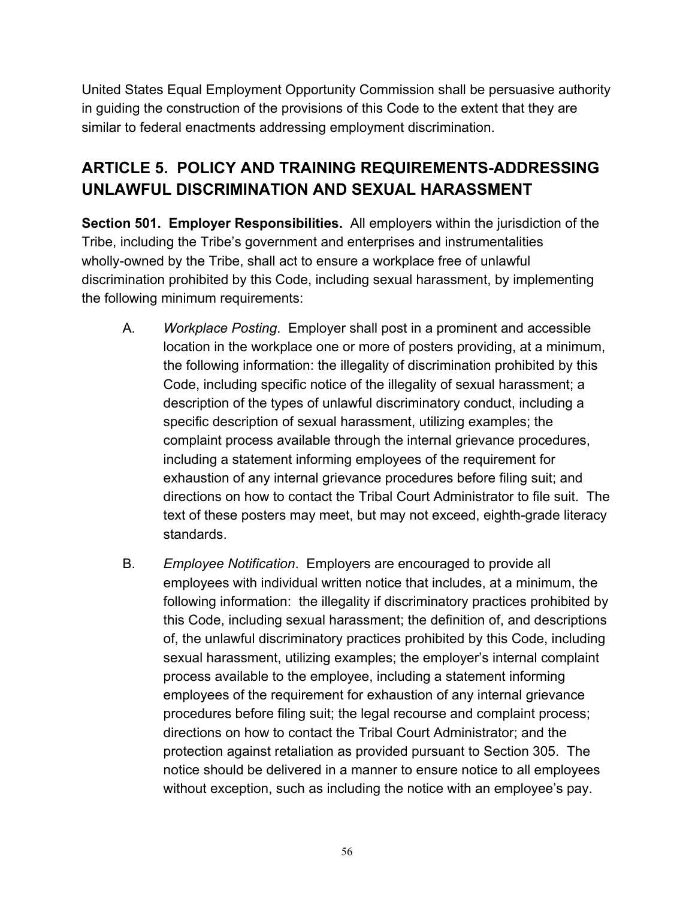United States Equal Employment Opportunity Commission shall be persuasive authority in guiding the construction of the provisions of this Code to the extent that they are similar to federal enactments addressing employment discrimination.

## ARTICLE 5. POLICY AND TRAINING REQUIREMENTS-ADDRESSING UNLAWFUL DISCRIMINATION AND SEXUAL HARASSMENT

**Section 501. Employer Responsibilities.** All employers within the jurisdiction of the Tribe, including the Tribe's government and enterprises and instrumentalities wholly-owned by the Tribe, shall act to ensure a workplace free of unlawful discrimination prohibited by this Code, including sexual harassment, by implementing the following minimum requirements:

A. *Workplace Posting*. Employer shall post in a prominent and accessible location in the workplace one or more of posters providing, at a minimum, the following information: the illegality of discrimination prohibited by this Code, including specific notice of the illegality of sexual harassment; a description of the types of unlawful discriminatory conduct, including a specific description of sexual harassment, utilizing examples; the complaint process available through the internal grievance procedures, including a statement informing employees of the requirement for exhaustion of any internal grievance procedures before filing suit; and directions on how to contact the Tribal Court Administrator to file suit. The text of these posters may meet, but may not exceed, eighth-grade literacy standards.

B. *Employee Notification*. Employers are encouraged to provide all employees with individual written notice that includes, at a minimum, the following information: the illegality if discriminatory practices prohibited by this Code, including sexual harassment; the definition of, and descriptions of, the unlawful discriminatory practices prohibited by this Code, including sexual harassment, utilizing examples; the employer's internal complaint process available to the employee, including a statement informing employees of the requirement for exhaustion of any internal grievance procedures before filing suit; the legal recourse and complaint process; directions on how to contact the Tribal Court Administrator; and the protection against retaliation as provided pursuant to Section 305. The notice should be delivered in a manner to ensure notice to all employees without exception, such as including the notice with an employee's pay.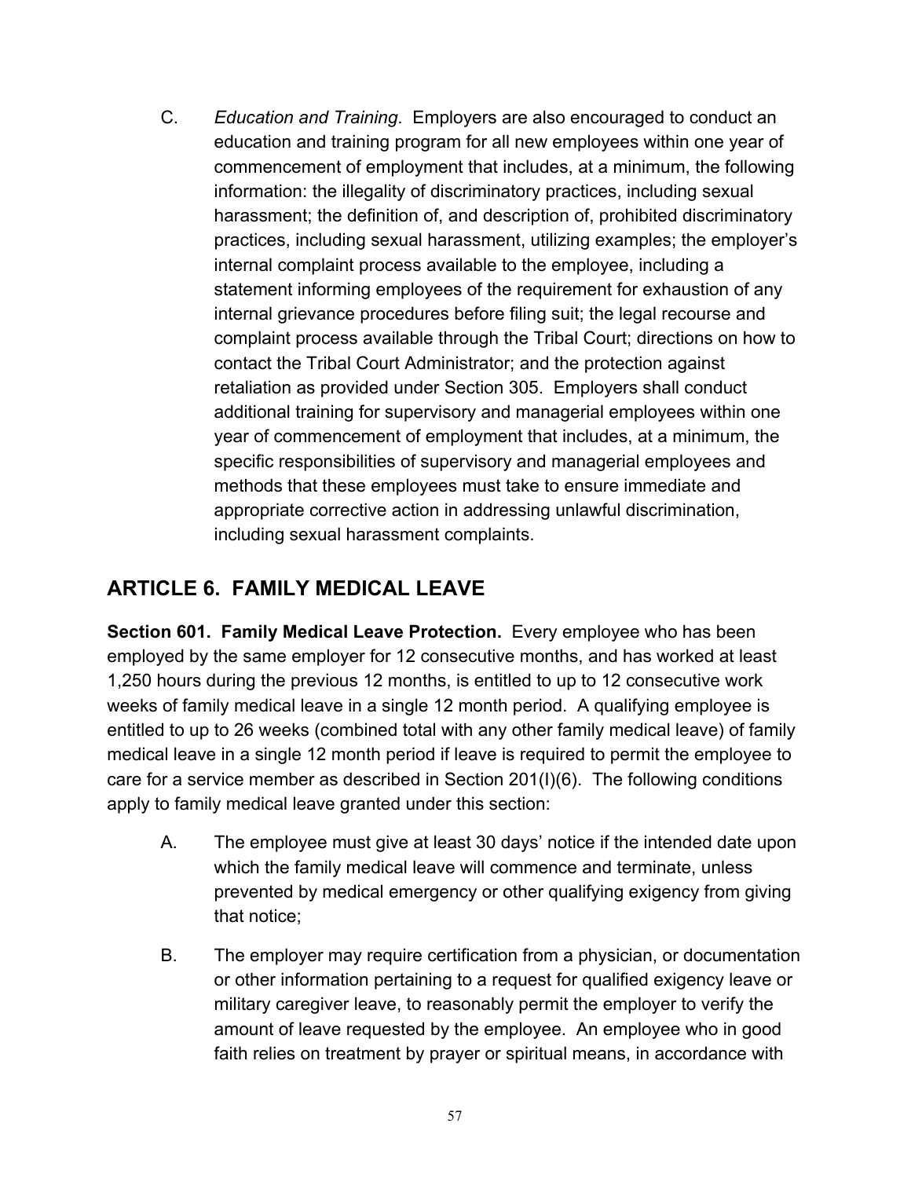C. *Education and Training*. Employers are also encouraged to conduct an education and training program for all new employees within one year of commencement of employment that includes, at a minimum, the following information: the illegality of discriminatory practices, including sexual harassment; the definition of, and description of, prohibited discriminatory practices, including sexual harassment, utilizing examples; the employer's internal complaint process available to the employee, including a statement informing employees of the requirement for exhaustion of any internal grievance procedures before filing suit; the legal recourse and complaint process available through the Tribal Court; directions on how to contact the Tribal Court Administrator; and the protection against retaliation as provided under Section 305. Employers shall conduct additional training for supervisory and managerial employees within one year of commencement of employment that includes, at a minimum, the specific responsibilities of supervisory and managerial employees and methods that these employees must take to ensure immediate and appropriate corrective action in addressing unlawful discrimination, including sexual harassment complaints.

## ARTICLE 6. FAMILY MEDICAL LEAVE

**Section 601. Family Medical Leave Protection.** Every employee who has been employed by the same employer for 12 consecutive months, and has worked at least 1,250 hours during the previous 12 months, is entitled to up to 12 consecutive work weeks of family medical leave in a single 12 month period. A qualifying employee is entitled to up to 26 weeks (combined total with any other family medical leave) of family medical leave in a single 12 month period if leave is required to permit the employee to care for a service member as described in Section 201(I)(6). The following conditions apply to family medical leave granted under this section:

A. The employee must give at least 30 days' notice if the intended date upon which the family medical leave will commence and terminate, unless prevented by medical emergency or other qualifying exigency from giving that notice;

B. The employer may require certification from a physician, or documentation or other information pertaining to a request for qualified exigency leave or military caregiver leave, to reasonably permit the employer to verify the amount of leave requested by the employee. An employee who in good faith relies on treatment by prayer or spiritual means, in accordance with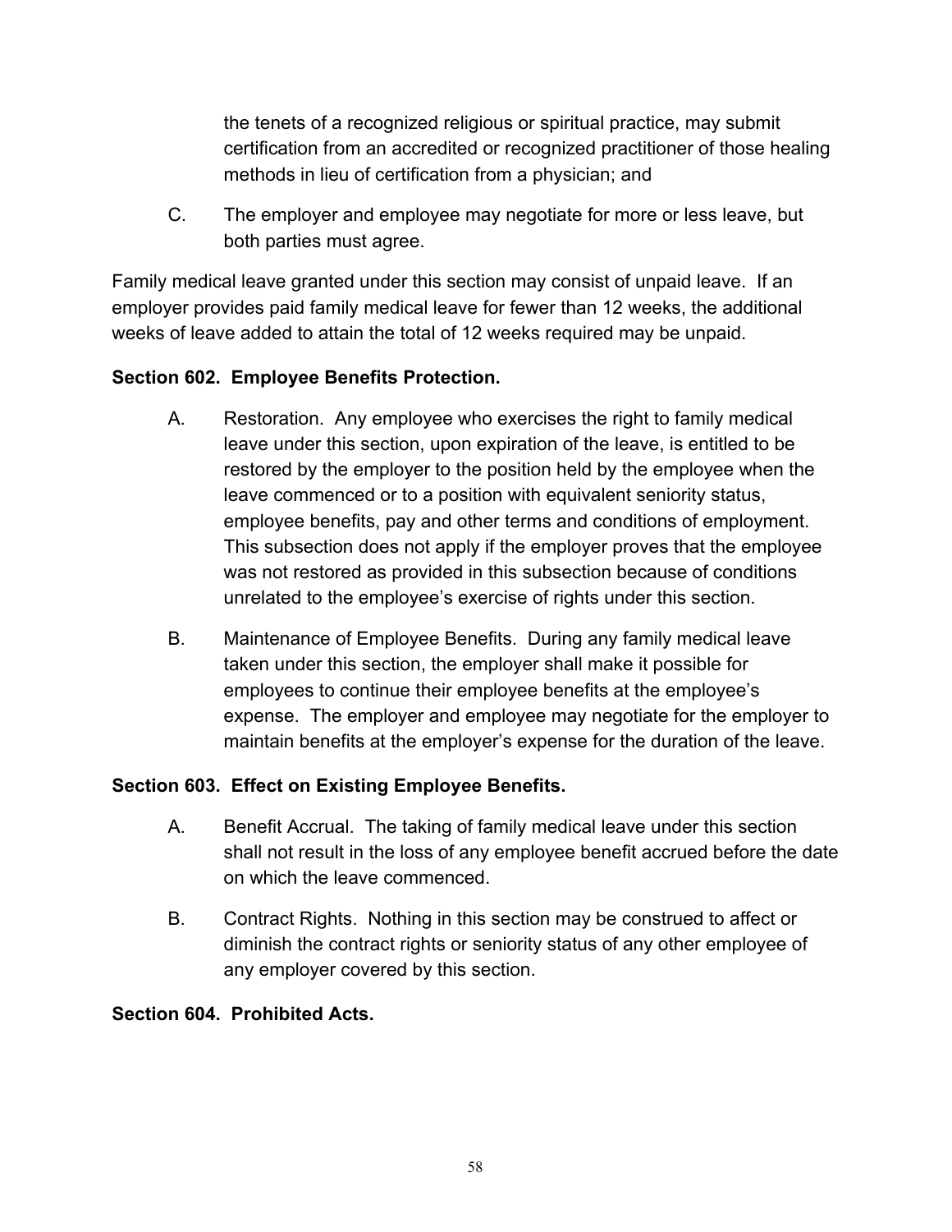the tenets of a recognized religious or spiritual practice, may submit certification from an accredited or recognized practitioner of those healing methods in lieu of certification from a physician; and

C. The employer and employee may negotiate for more or less leave, but both parties must agree.

Family medical leave granted under this section may consist of unpaid leave. If an employer provides paid family medical leave for fewer than 12 weeks, the additional weeks of leave added to attain the total of 12 weeks required may be unpaid.

**Section 602. Employee Benefits Protection.**

A. Restoration. Any employee who exercises the right to family medical leave under this section, upon expiration of the leave, is entitled to be restored by the employer to the position held by the employee when the leave commenced or to a position with equivalent seniority status, employee benefits, pay and other terms and conditions of employment. This subsection does not apply if the employer proves that the employee was not restored as provided in this subsection because of conditions unrelated to the employee's exercise of rights under this section.

B. Maintenance of Employee Benefits. During any family medical leave taken under this section, the employer shall make it possible for employees to continue their employee benefits at the employee's expense. The employer and employee may negotiate for the employer to maintain benefits at the employer's expense for the duration of the leave.

**Section 603. Effect on Existing Employee Benefits.**

A. Benefit Accrual. The taking of family medical leave under this section shall not result in the loss of any employee benefit accrued before the date on which the leave commenced.

B. Contract Rights. Nothing in this section may be construed to affect or diminish the contract rights or seniority status of any other employee of any employer covered by this section.

**Section 604. Prohibited Acts.**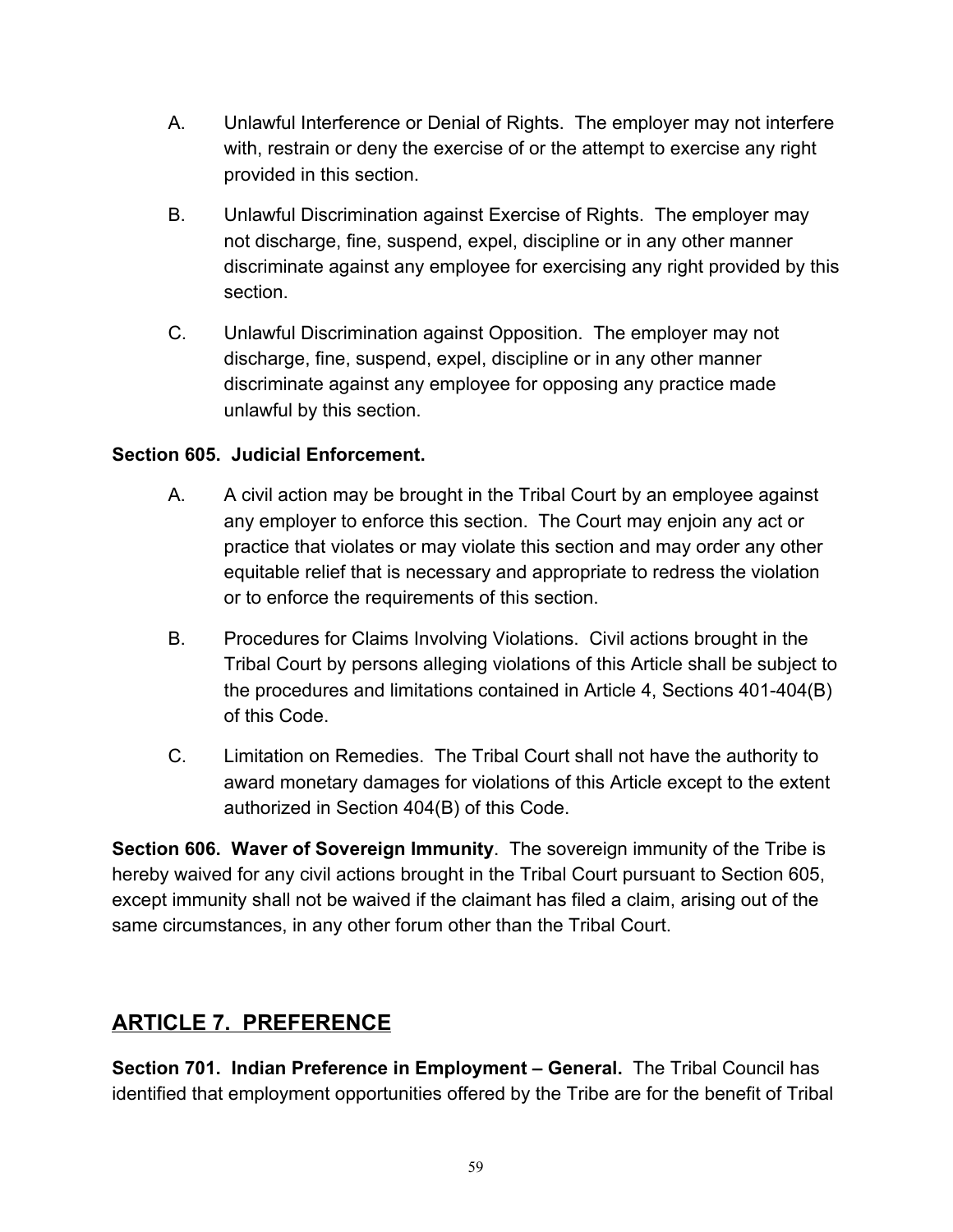A. Unlawful Interference or Denial of Rights. The employer may not interfere with, restrain or deny the exercise of or the attempt to exercise any right provided in this section.

B. Unlawful Discrimination against Exercise of Rights. The employer may not discharge, fine, suspend, expel, discipline or in any other manner discriminate against any employee for exercising any right provided by this section.

C. Unlawful Discrimination against Opposition. The employer may not discharge, fine, suspend, expel, discipline or in any other manner discriminate against any employee for opposing any practice made unlawful by this section.

**Section 605. Judicial Enforcement.**

A. A civil action may be brought in the Tribal Court by an employee against any employer to enforce this section. The Court may enjoin any act or practice that violates or may violate this section and may order any other equitable relief that is necessary and appropriate to redress the violation or to enforce the requirements of this section.

B. Procedures for Claims Involving Violations. Civil actions brought in the Tribal Court by persons alleging violations of this Article shall be subject to the procedures and limitations contained in Article 4, Sections 401-404(B) of this Code.

C. Limitation on Remedies. The Tribal Court shall not have the authority to award monetary damages for violations of this Article except to the extent authorized in Section 404(B) of this Code.

**Section 606. Waver of Sovereign Immunity**. The sovereign immunity of the Tribe is hereby waived for any civil actions brought in the Tribal Court pursuant to Section 605, except immunity shall not be waived if the claimant has filed a claim, arising out of the same circumstances, in any other forum other than the Tribal Court.

## ARTICLE 7. PREFERENCE

**Section 701. Indian Preference in Employment – General.** The Tribal Council has identified that employment opportunities offered by the Tribe are for the benefit of Tribal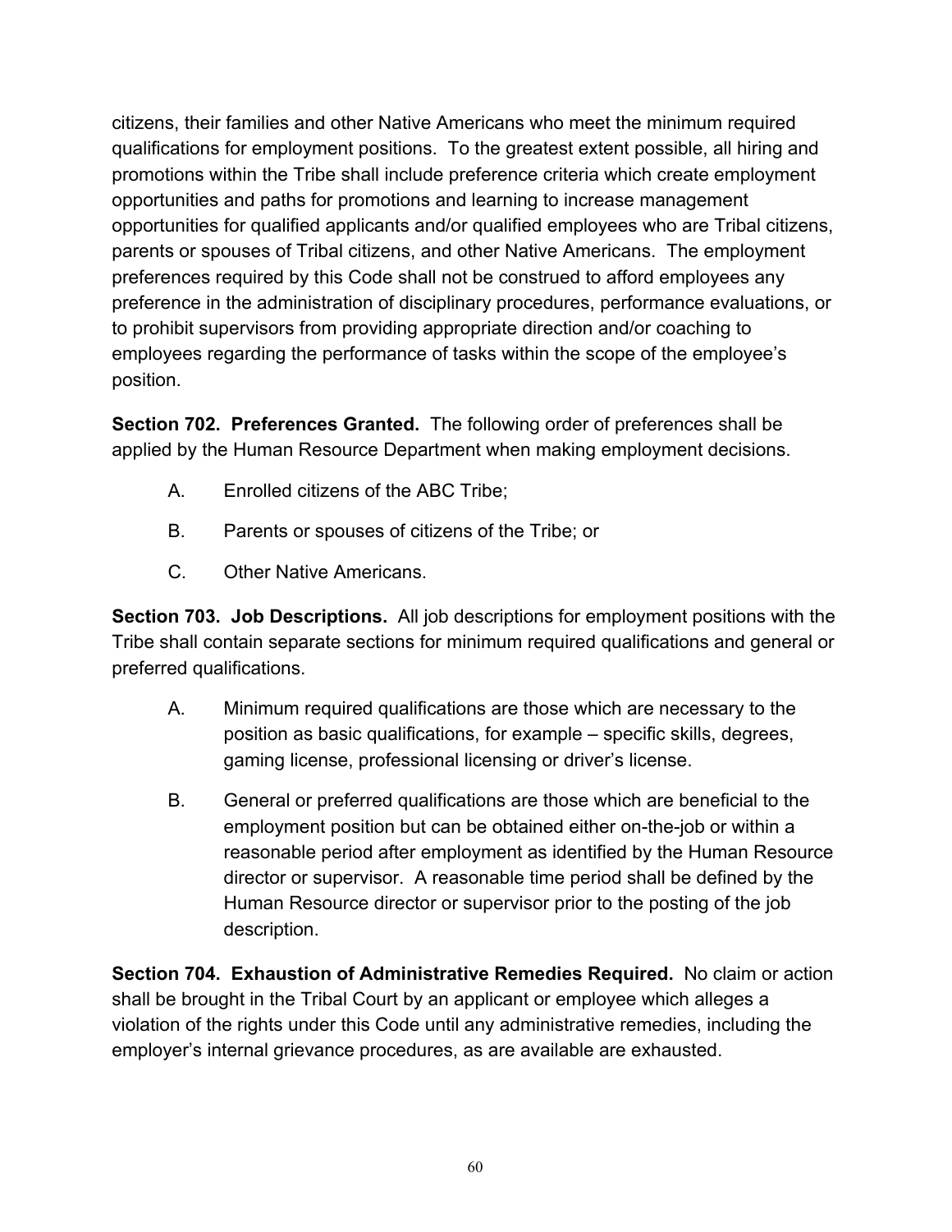citizens, their families and other Native Americans who meet the minimum required qualifications for employment positions. To the greatest extent possible, all hiring and promotions within the Tribe shall include preference criteria which create employment opportunities and paths for promotions and learning to increase management opportunities for qualified applicants and/or qualified employees who are Tribal citizens, parents or spouses of Tribal citizens, and other Native Americans. The employment preferences required by this Code shall not be construed to afford employees any preference in the administration of disciplinary procedures, performance evaluations, or to prohibit supervisors from providing appropriate direction and/or coaching to employees regarding the performance of tasks within the scope of the employee's position.

**Section 702. Preferences Granted.** The following order of preferences shall be applied by the Human Resource Department when making employment decisions.

A. Enrolled citizens of the ABC Tribe;

B. Parents or spouses of citizens of the Tribe; or

C. Other Native Americans.

**Section 703. Job Descriptions.** All job descriptions for employment positions with the Tribe shall contain separate sections for minimum required qualifications and general or preferred qualifications.

A. Minimum required qualifications are those which are necessary to the position as basic qualifications, for example – specific skills, degrees, gaming license, professional licensing or driver's license.

B. General or preferred qualifications are those which are beneficial to the employment position but can be obtained either on-the-job or within a reasonable period after employment as identified by the Human Resource director or supervisor. A reasonable time period shall be defined by the Human Resource director or supervisor prior to the posting of the job description.

**Section 704. Exhaustion of Administrative Remedies Required.** No claim or action shall be brought in the Tribal Court by an applicant or employee which alleges a violation of the rights under this Code until any administrative remedies, including the employer's internal grievance procedures, as are available are exhausted.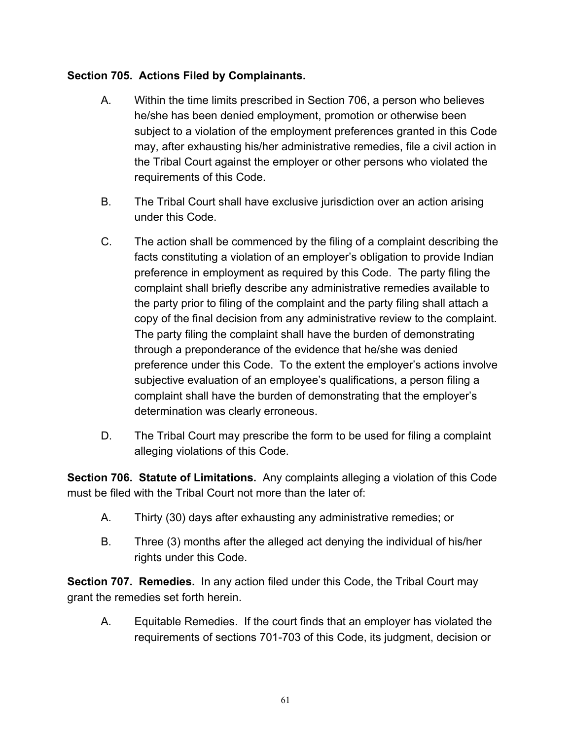**Section 705. Actions Filed by Complainants.**

A. Within the time limits prescribed in Section 706, a person who believes he/she has been denied employment, promotion or otherwise been subject to a violation of the employment preferences granted in this Code may, after exhausting his/her administrative remedies, file a civil action in the Tribal Court against the employer or other persons who violated the requirements of this Code.

B. The Tribal Court shall have exclusive jurisdiction over an action arising under this Code.

C. The action shall be commenced by the filing of a complaint describing the facts constituting a violation of an employer's obligation to provide Indian preference in employment as required by this Code. The party filing the complaint shall briefly describe any administrative remedies available to the party prior to filing of the complaint and the party filing shall attach a copy of the final decision from any administrative review to the complaint. The party filing the complaint shall have the burden of demonstrating through a preponderance of the evidence that he/she was denied preference under this Code. To the extent the employer's actions involve subjective evaluation of an employee's qualifications, a person filing a complaint shall have the burden of demonstrating that the employer's determination was clearly erroneous.

D. The Tribal Court may prescribe the form to be used for filing a complaint alleging violations of this Code.

**Section 706. Statute of Limitations.** Any complaints alleging a violation of this Code must be filed with the Tribal Court not more than the later of:

A. Thirty (30) days after exhausting any administrative remedies; or

B. Three (3) months after the alleged act denying the individual of his/her rights under this Code.

**Section 707. Remedies.** In any action filed under this Code, the Tribal Court may grant the remedies set forth herein.

A. Equitable Remedies. If the court finds that an employer has violated the requirements of sections 701-703 of this Code, its judgment, decision or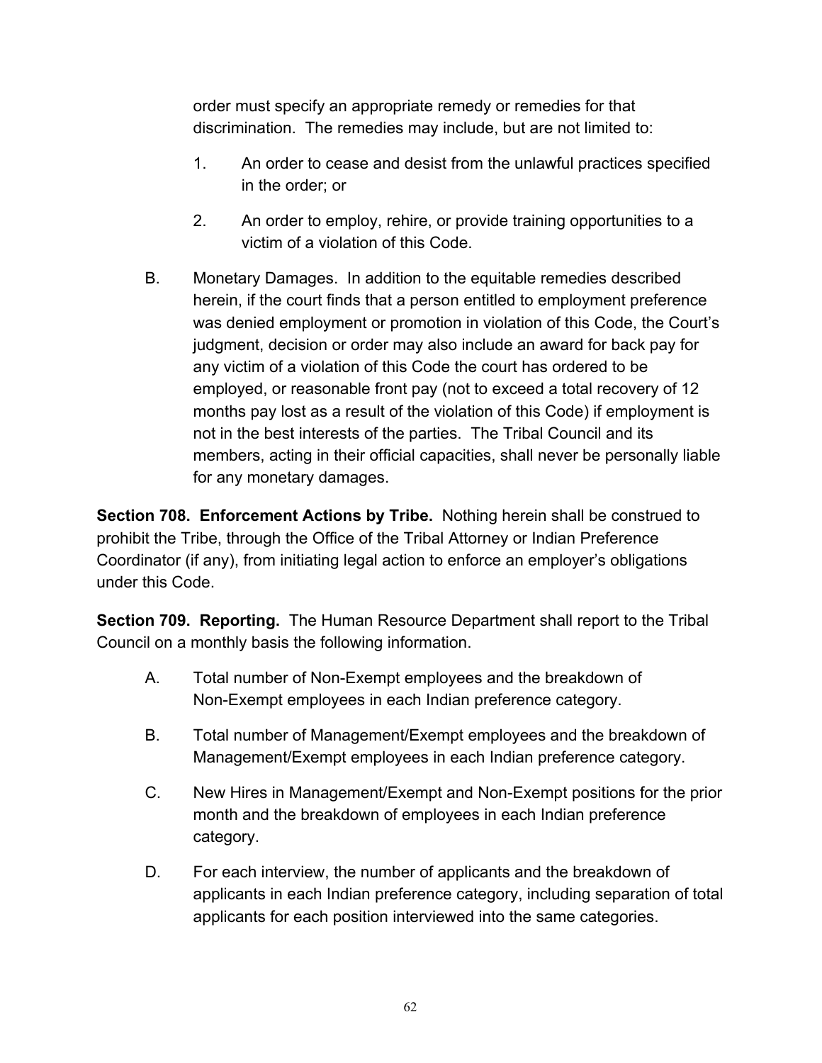order must specify an appropriate remedy or remedies for that discrimination. The remedies may include, but are not limited to:

1. An order to cease and desist from the unlawful practices specified in the order; or

2. An order to employ, rehire, or provide training opportunities to a victim of a violation of this Code.

B. Monetary Damages. In addition to the equitable remedies described herein, if the court finds that a person entitled to employment preference was denied employment or promotion in violation of this Code, the Court's judgment, decision or order may also include an award for back pay for any victim of a violation of this Code the court has ordered to be employed, or reasonable front pay (not to exceed a total recovery of 12 months pay lost as a result of the violation of this Code) if employment is not in the best interests of the parties. The Tribal Council and its members, acting in their official capacities, shall never be personally liable for any monetary damages.

**Section 708. Enforcement Actions by Tribe.** Nothing herein shall be construed to prohibit the Tribe, through the Office of the Tribal Attorney or Indian Preference Coordinator (if any), from initiating legal action to enforce an employer's obligations under this Code.

**Section 709. Reporting.** The Human Resource Department shall report to the Tribal Council on a monthly basis the following information.

A. Total number of Non-Exempt employees and the breakdown of Non-Exempt employees in each Indian preference category.

B. Total number of Management/Exempt employees and the breakdown of Management/Exempt employees in each Indian preference category.

C. New Hires in Management/Exempt and Non-Exempt positions for the prior month and the breakdown of employees in each Indian preference category.

D. For each interview, the number of applicants and the breakdown of applicants in each Indian preference category, including separation of total applicants for each position interviewed into the same categories.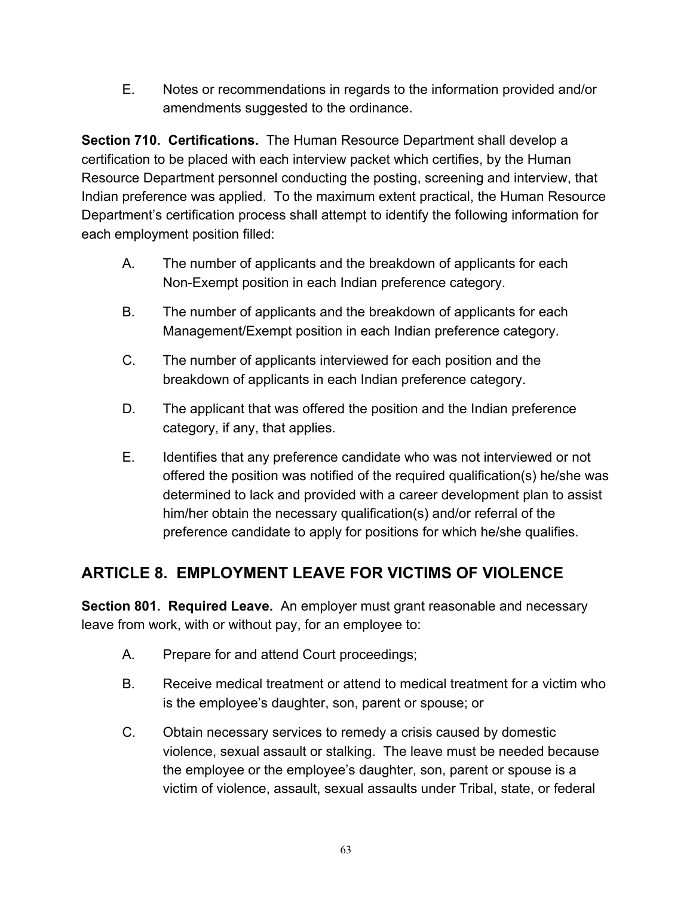E. Notes or recommendations in regards to the information provided and/or amendments suggested to the ordinance.

**Section 710. Certifications.** The Human Resource Department shall develop a certification to be placed with each interview packet which certifies, by the Human Resource Department personnel conducting the posting, screening and interview, that Indian preference was applied. To the maximum extent practical, the Human Resource Department's certification process shall attempt to identify the following information for each employment position filled:

A. The number of applicants and the breakdown of applicants for each Non-Exempt position in each Indian preference category.

B. The number of applicants and the breakdown of applicants for each Management/Exempt position in each Indian preference category.

C. The number of applicants interviewed for each position and the breakdown of applicants in each Indian preference category.

D. The applicant that was offered the position and the Indian preference category, if any, that applies.

E. Identifies that any preference candidate who was not interviewed or not offered the position was notified of the required qualification(s) he/she was determined to lack and provided with a career development plan to assist him/her obtain the necessary qualification(s) and/or referral of the preference candidate to apply for positions for which he/she qualifies.

## ARTICLE 8. EMPLOYMENT LEAVE FOR VICTIMS OF VIOLENCE

**Section 801. Required Leave.** An employer must grant reasonable and necessary leave from work, with or without pay, for an employee to:

A. Prepare for and attend Court proceedings;

B. Receive medical treatment or attend to medical treatment for a victim who is the employee's daughter, son, parent or spouse; or

C. Obtain necessary services to remedy a crisis caused by domestic violence, sexual assault or stalking. The leave must be needed because the employee or the employee's daughter, son, parent or spouse is a victim of violence, assault, sexual assaults under Tribal, state, or federal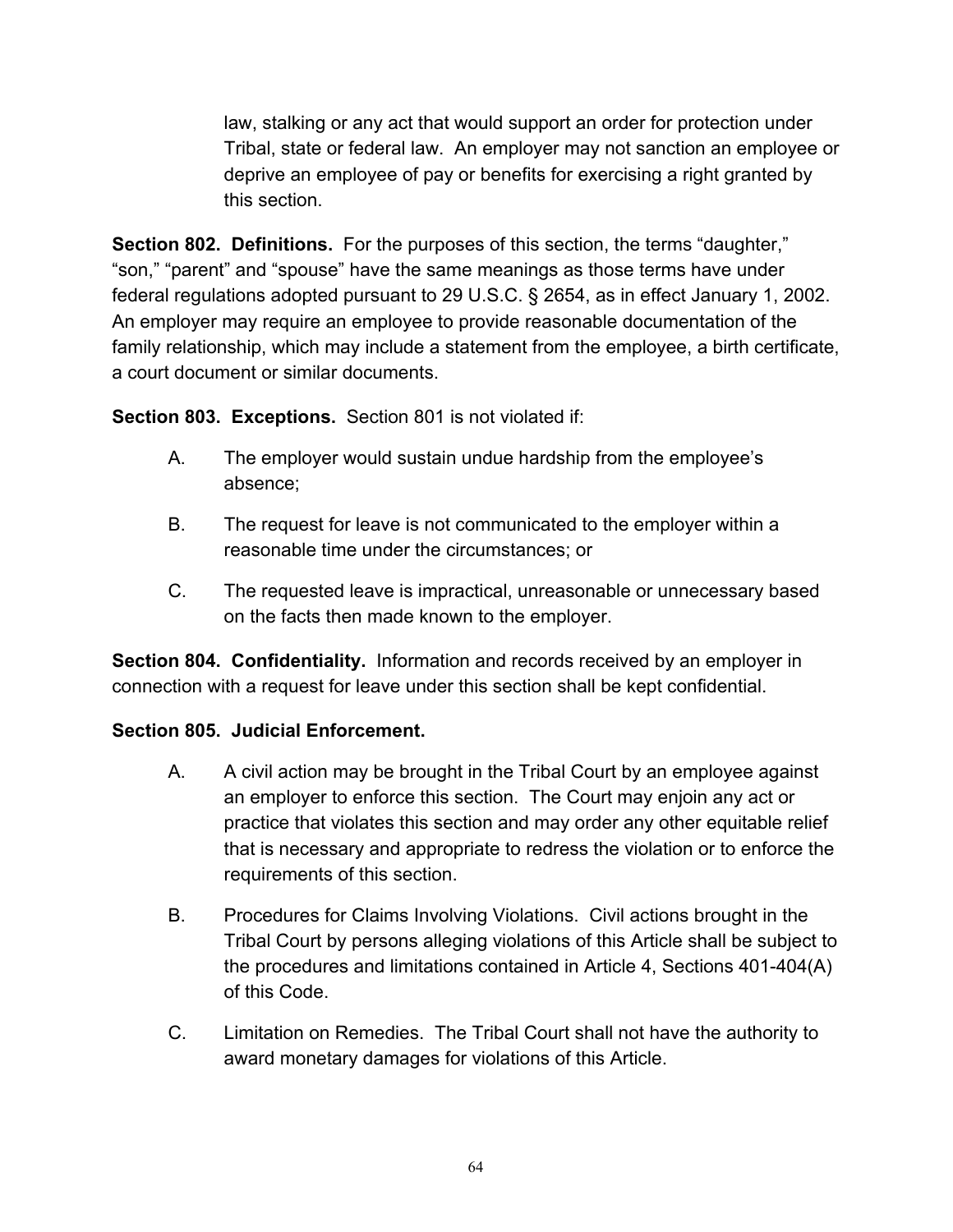law, stalking or any act that would support an order for protection under Tribal, state or federal law. An employer may not sanction an employee or deprive an employee of pay or benefits for exercising a right granted by this section.

**Section 802. Definitions.** For the purposes of this section, the terms "daughter," "son," "parent" and "spouse" have the same meanings as those terms have under federal regulations adopted pursuant to 29 U.S.C. § 2654, as in effect January 1, 2002. An employer may require an employee to provide reasonable documentation of the family relationship, which may include a statement from the employee, a birth certificate, a court document or similar documents.

**Section 803. Exceptions.** Section 801 is not violated if:

A. The employer would sustain undue hardship from the employee's absence;

B. The request for leave is not communicated to the employer within a reasonable time under the circumstances; or

C. The requested leave is impractical, unreasonable or unnecessary based on the facts then made known to the employer.

**Section 804. Confidentiality.** Information and records received by an employer in connection with a request for leave under this section shall be kept confidential.

**Section 805. Judicial Enforcement.**

A. A civil action may be brought in the Tribal Court by an employee against an employer to enforce this section. The Court may enjoin any act or practice that violates this section and may order any other equitable relief that is necessary and appropriate to redress the violation or to enforce the requirements of this section.

B. Procedures for Claims Involving Violations. Civil actions brought in the Tribal Court by persons alleging violations of this Article shall be subject to the procedures and limitations contained in Article 4, Sections 401-404(A) of this Code.

C. Limitation on Remedies. The Tribal Court shall not have the authority to award monetary damages for violations of this Article.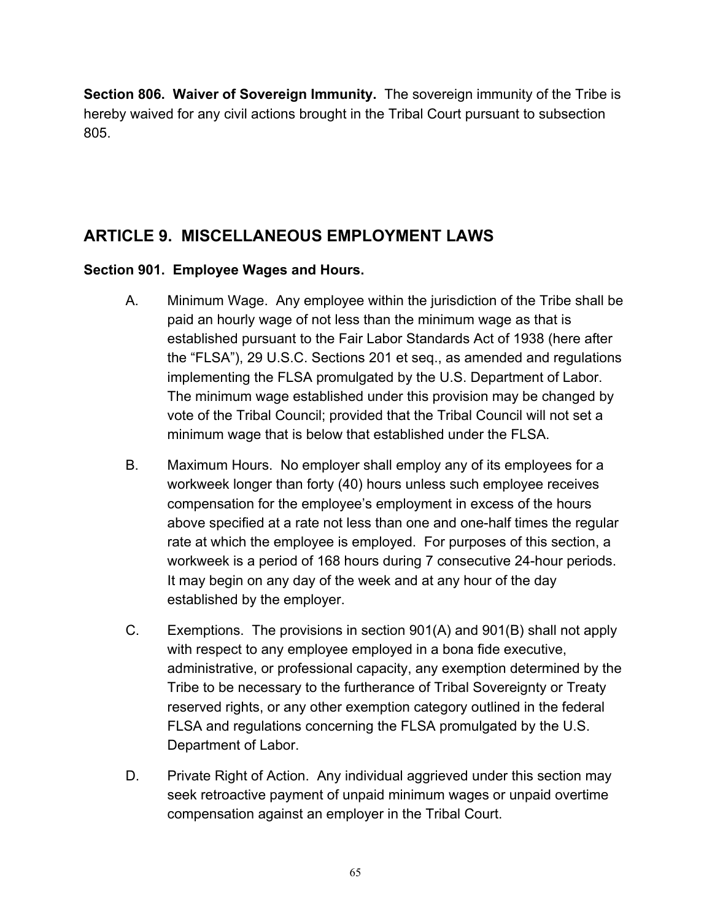**Section 806. Waiver of Sovereign Immunity.** The sovereign immunity of the Tribe is hereby waived for any civil actions brought in the Tribal Court pursuant to subsection 805.

## ARTICLE 9. MISCELLANEOUS EMPLOYMENT LAWS

**Section 901. Employee Wages and Hours.**

A. Minimum Wage. Any employee within the jurisdiction of the Tribe shall be paid an hourly wage of not less than the minimum wage as that is established pursuant to the Fair Labor Standards Act of 1938 (here after the "FLSA"), 29 U.S.C. Sections 201 et seq., as amended and regulations implementing the FLSA promulgated by the U.S. Department of Labor. The minimum wage established under this provision may be changed by vote of the Tribal Council; provided that the Tribal Council will not set a minimum wage that is below that established under the FLSA.

B. Maximum Hours. No employer shall employ any of its employees for a workweek longer than forty (40) hours unless such employee receives compensation for the employee's employment in excess of the hours above specified at a rate not less than one and one-half times the regular rate at which the employee is employed. For purposes of this section, a workweek is a period of 168 hours during 7 consecutive 24-hour periods. It may begin on any day of the week and at any hour of the day established by the employer.

C. Exemptions. The provisions in section 901(A) and 901(B) shall not apply with respect to any employee employed in a bona fide executive, administrative, or professional capacity, any exemption determined by the Tribe to be necessary to the furtherance of Tribal Sovereignty or Treaty reserved rights, or any other exemption category outlined in the federal FLSA and regulations concerning the FLSA promulgated by the U.S. Department of Labor.

D. Private Right of Action. Any individual aggrieved under this section may seek retroactive payment of unpaid minimum wages or unpaid overtime compensation against an employer in the Tribal Court.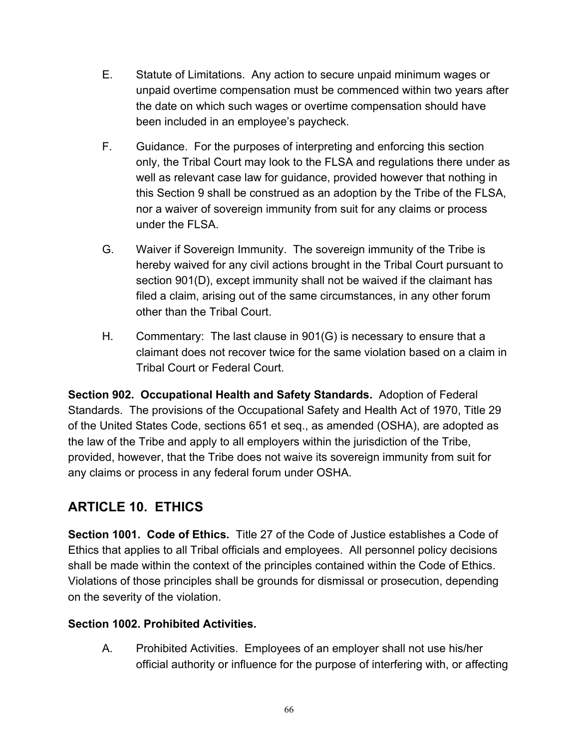E. Statute of Limitations. Any action to secure unpaid minimum wages or unpaid overtime compensation must be commenced within two years after the date on which such wages or overtime compensation should have been included in an employee's paycheck.

F. Guidance. For the purposes of interpreting and enforcing this section only, the Tribal Court may look to the FLSA and regulations there under as well as relevant case law for guidance, provided however that nothing in this Section 9 shall be construed as an adoption by the Tribe of the FLSA, nor a waiver of sovereign immunity from suit for any claims or process under the FLSA.

G. Waiver if Sovereign Immunity. The sovereign immunity of the Tribe is hereby waived for any civil actions brought in the Tribal Court pursuant to section 901(D), except immunity shall not be waived if the claimant has filed a claim, arising out of the same circumstances, in any other forum other than the Tribal Court.

H. Commentary: The last clause in 901(G) is necessary to ensure that a claimant does not recover twice for the same violation based on a claim in Tribal Court or Federal Court.

**Section 902. Occupational Health and Safety Standards.** Adoption of Federal Standards. The provisions of the Occupational Safety and Health Act of 1970, Title 29 of the United States Code, sections 651 et seq., as amended (OSHA), are adopted as the law of the Tribe and apply to all employers within the jurisdiction of the Tribe, provided, however, that the Tribe does not waive its sovereign immunity from suit for any claims or process in any federal forum under OSHA.

## ARTICLE 10. ETHICS

**Section 1001. Code of Ethics.** Title 27 of the Code of Justice establishes a Code of Ethics that applies to all Tribal officials and employees. All personnel policy decisions shall be made within the context of the principles contained within the Code of Ethics. Violations of those principles shall be grounds for dismissal or prosecution, depending on the severity of the violation.

**Section 1002. Prohibited Activities.**

A. Prohibited Activities. Employees of an employer shall not use his/her official authority or influence for the purpose of interfering with, or affecting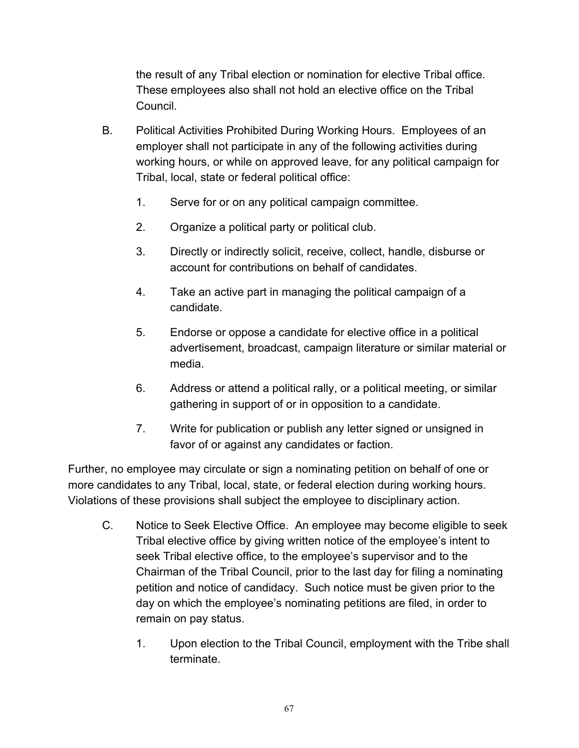the result of any Tribal election or nomination for elective Tribal office. These employees also shall not hold an elective office on the Tribal Council.

B. Political Activities Prohibited During Working Hours. Employees of an employer shall not participate in any of the following activities during working hours, or while on approved leave, for any political campaign for Tribal, local, state or federal political office:

1. Serve for or on any political campaign committee.

2. Organize a political party or political club.

3. Directly or indirectly solicit, receive, collect, handle, disburse or account for contributions on behalf of candidates.

4. Take an active part in managing the political campaign of a candidate.

5. Endorse or oppose a candidate for elective office in a political advertisement, broadcast, campaign literature or similar material or media.

6. Address or attend a political rally, or a political meeting, or similar gathering in support of or in opposition to a candidate.

7. Write for publication or publish any letter signed or unsigned in favor of or against any candidates or faction.

Further, no employee may circulate or sign a nominating petition on behalf of one or more candidates to any Tribal, local, state, or federal election during working hours. Violations of these provisions shall subject the employee to disciplinary action.

C. Notice to Seek Elective Office. An employee may become eligible to seek Tribal elective office by giving written notice of the employee's intent to seek Tribal elective office, to the employee's supervisor and to the Chairman of the Tribal Council, prior to the last day for filing a nominating petition and notice of candidacy. Such notice must be given prior to the day on which the employee's nominating petitions are filed, in order to remain on pay status.

1. Upon election to the Tribal Council, employment with the Tribe shall terminate.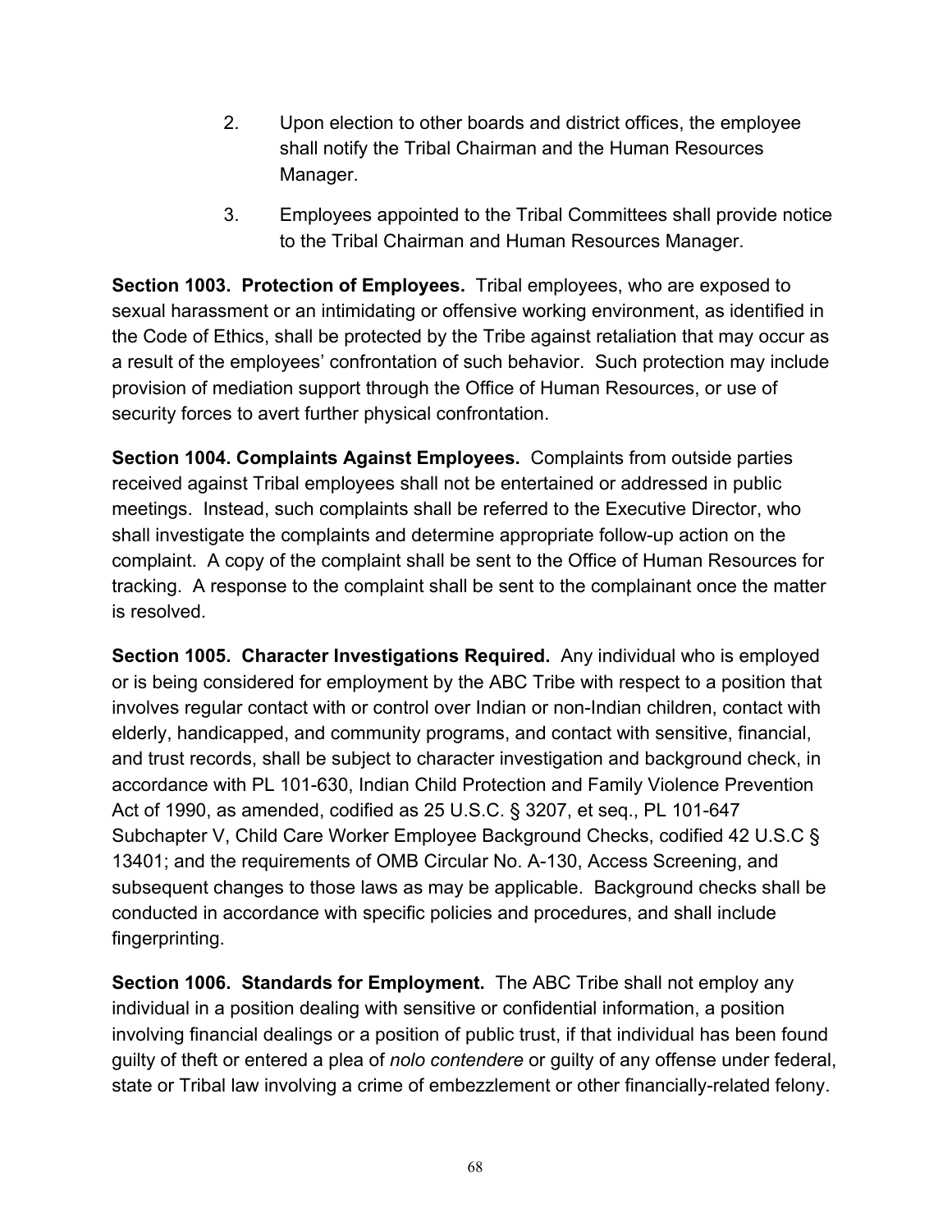2. Upon election to other boards and district offices, the employee shall notify the Tribal Chairman and the Human Resources Manager.

3. Employees appointed to the Tribal Committees shall provide notice to the Tribal Chairman and Human Resources Manager.

**Section 1003. Protection of Employees.** Tribal employees, who are exposed to sexual harassment or an intimidating or offensive working environment, as identified in the Code of Ethics, shall be protected by the Tribe against retaliation that may occur as a result of the employees' confrontation of such behavior. Such protection may include provision of mediation support through the Office of Human Resources, or use of security forces to avert further physical confrontation.

**Section 1004. Complaints Against Employees.** Complaints from outside parties received against Tribal employees shall not be entertained or addressed in public meetings. Instead, such complaints shall be referred to the Executive Director, who shall investigate the complaints and determine appropriate follow-up action on the complaint. A copy of the complaint shall be sent to the Office of Human Resources for tracking. A response to the complaint shall be sent to the complainant once the matter is resolved.

**Section 1005. Character Investigations Required.** Any individual who is employed or is being considered for employment by the ABC Tribe with respect to a position that involves regular contact with or control over Indian or non-Indian children, contact with elderly, handicapped, and community programs, and contact with sensitive, financial, and trust records, shall be subject to character investigation and background check, in accordance with PL 101-630, Indian Child Protection and Family Violence Prevention Act of 1990, as amended, codified as 25 U.S.C. § 3207, et seq., PL 101-647 Subchapter V, Child Care Worker Employee Background Checks, codified 42 U.S.C § 13401; and the requirements of OMB Circular No. A-130, Access Screening, and subsequent changes to those laws as may be applicable. Background checks shall be conducted in accordance with specific policies and procedures, and shall include fingerprinting.

**Section 1006. Standards for Employment.** The ABC Tribe shall not employ any individual in a position dealing with sensitive or confidential information, a position involving financial dealings or a position of public trust, if that individual has been found guilty of theft or entered a plea of *nolo contendere* or guilty of any offense under federal, state or Tribal law involving a crime of embezzlement or other financially-related felony.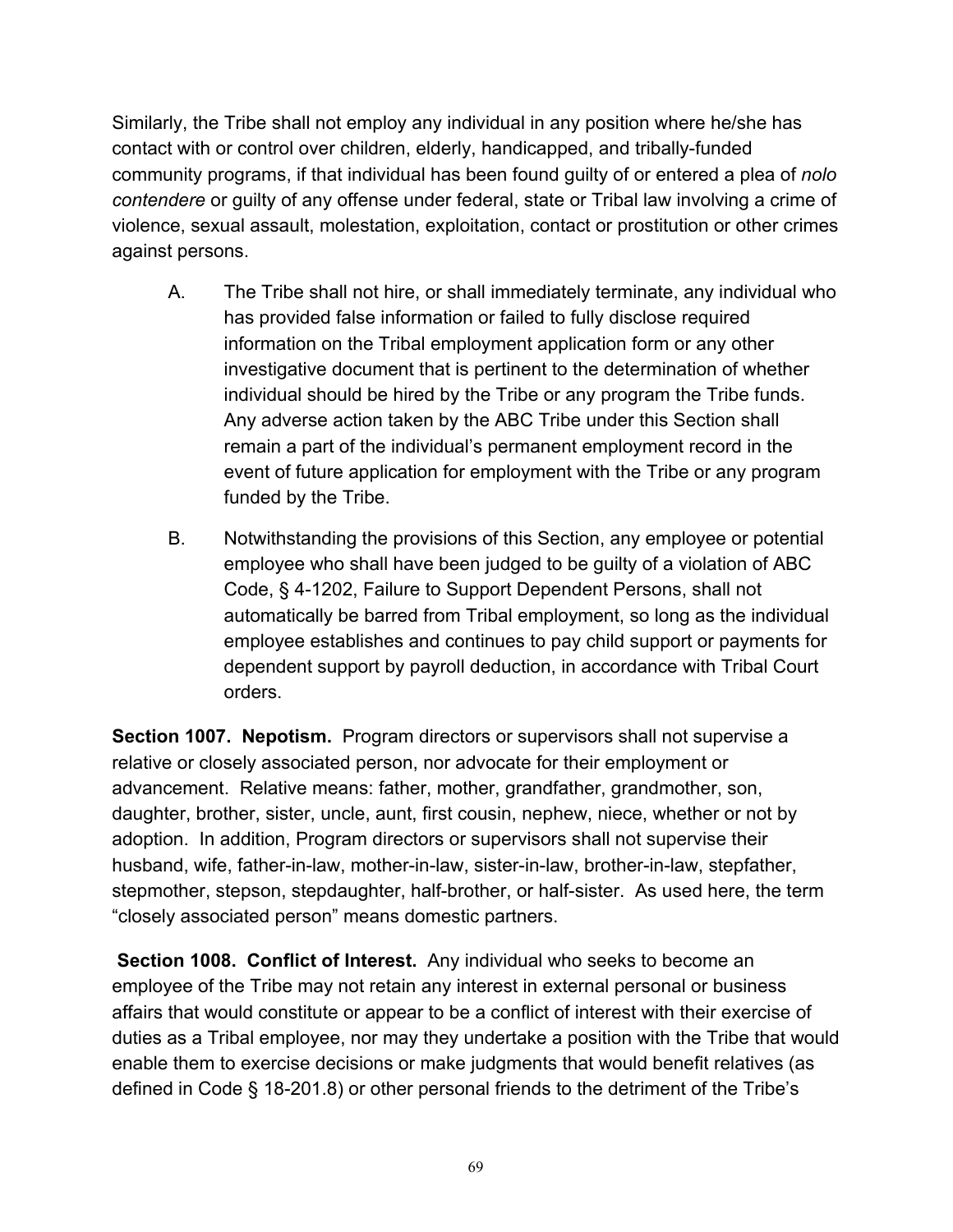Similarly, the Tribe shall not employ any individual in any position where he/she has contact with or control over children, elderly, handicapped, and tribally-funded community programs, if that individual has been found guilty of or entered a plea of *nolo contendere* or guilty of any offense under federal, state or Tribal law involving a crime of violence, sexual assault, molestation, exploitation, contact or prostitution or other crimes against persons.

A. The Tribe shall not hire, or shall immediately terminate, any individual who has provided false information or failed to fully disclose required information on the Tribal employment application form or any other investigative document that is pertinent to the determination of whether individual should be hired by the Tribe or any program the Tribe funds. Any adverse action taken by the ABC Tribe under this Section shall remain a part of the individual's permanent employment record in the event of future application for employment with the Tribe or any program funded by the Tribe.

B. Notwithstanding the provisions of this Section, any employee or potential employee who shall have been judged to be guilty of a violation of ABC Code, § 4-1202, Failure to Support Dependent Persons, shall not automatically be barred from Tribal employment, so long as the individual employee establishes and continues to pay child support or payments for dependent support by payroll deduction, in accordance with Tribal Court orders.

**Section 1007. Nepotism.** Program directors or supervisors shall not supervise a relative or closely associated person, nor advocate for their employment or advancement. Relative means: father, mother, grandfather, grandmother, son, daughter, brother, sister, uncle, aunt, first cousin, nephew, niece, whether or not by adoption. In addition, Program directors or supervisors shall not supervise their husband, wife, father-in-law, mother-in-law, sister-in-law, brother-in-law, stepfather, stepmother, stepson, stepdaughter, half-brother, or half-sister. As used here, the term "closely associated person" means domestic partners.

**Section 1008. Conflict of Interest.** Any individual who seeks to become an employee of the Tribe may not retain any interest in external personal or business affairs that would constitute or appear to be a conflict of interest with their exercise of duties as a Tribal employee, nor may they undertake a position with the Tribe that would enable them to exercise decisions or make judgments that would benefit relatives (as defined in Code § 18-201.8) or other personal friends to the detriment of the Tribe's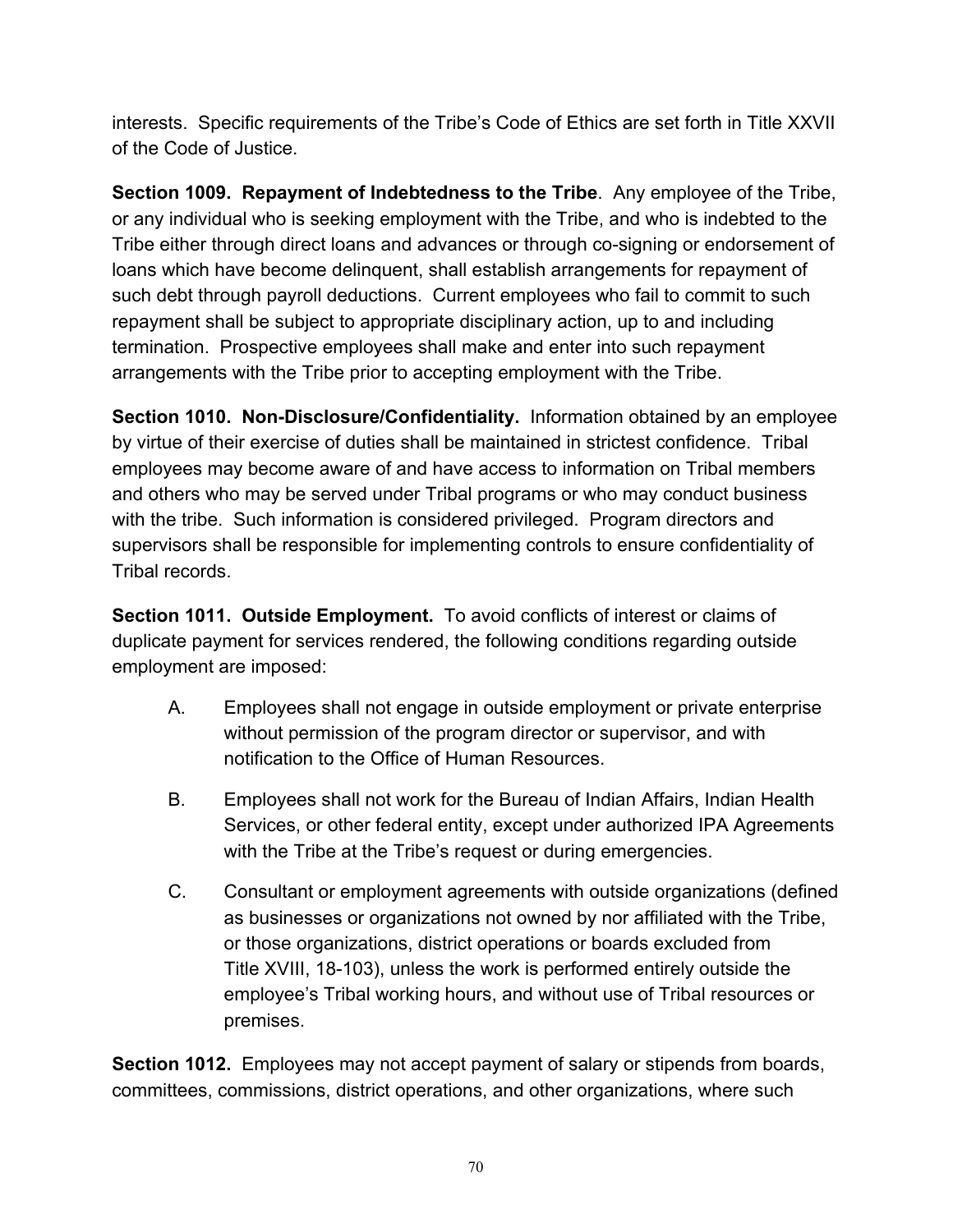interests. Specific requirements of the Tribe's Code of Ethics are set forth in Title XXVII of the Code of Justice.

**Section 1009. Repayment of Indebtedness to the Tribe**. Any employee of the Tribe, or any individual who is seeking employment with the Tribe, and who is indebted to the Tribe either through direct loans and advances or through co-signing or endorsement of loans which have become delinquent, shall establish arrangements for repayment of such debt through payroll deductions. Current employees who fail to commit to such repayment shall be subject to appropriate disciplinary action, up to and including termination. Prospective employees shall make and enter into such repayment arrangements with the Tribe prior to accepting employment with the Tribe.

**Section 1010. Non-Disclosure/Confidentiality.** Information obtained by an employee by virtue of their exercise of duties shall be maintained in strictest confidence. Tribal employees may become aware of and have access to information on Tribal members and others who may be served under Tribal programs or who may conduct business with the tribe. Such information is considered privileged. Program directors and supervisors shall be responsible for implementing controls to ensure confidentiality of Tribal records.

**Section 1011. Outside Employment.** To avoid conflicts of interest or claims of duplicate payment for services rendered, the following conditions regarding outside employment are imposed:

A. Employees shall not engage in outside employment or private enterprise without permission of the program director or supervisor, and with notification to the Office of Human Resources.

B. Employees shall not work for the Bureau of Indian Affairs, Indian Health Services, or other federal entity, except under authorized IPA Agreements with the Tribe at the Tribe's request or during emergencies.

C. Consultant or employment agreements with outside organizations (defined as businesses or organizations not owned by nor affiliated with the Tribe, or those organizations, district operations or boards excluded from Title XVIII, 18-103), unless the work is performed entirely outside the employee's Tribal working hours, and without use of Tribal resources or premises.

**Section 1012.** Employees may not accept payment of salary or stipends from boards, committees, commissions, district operations, and other organizations, where such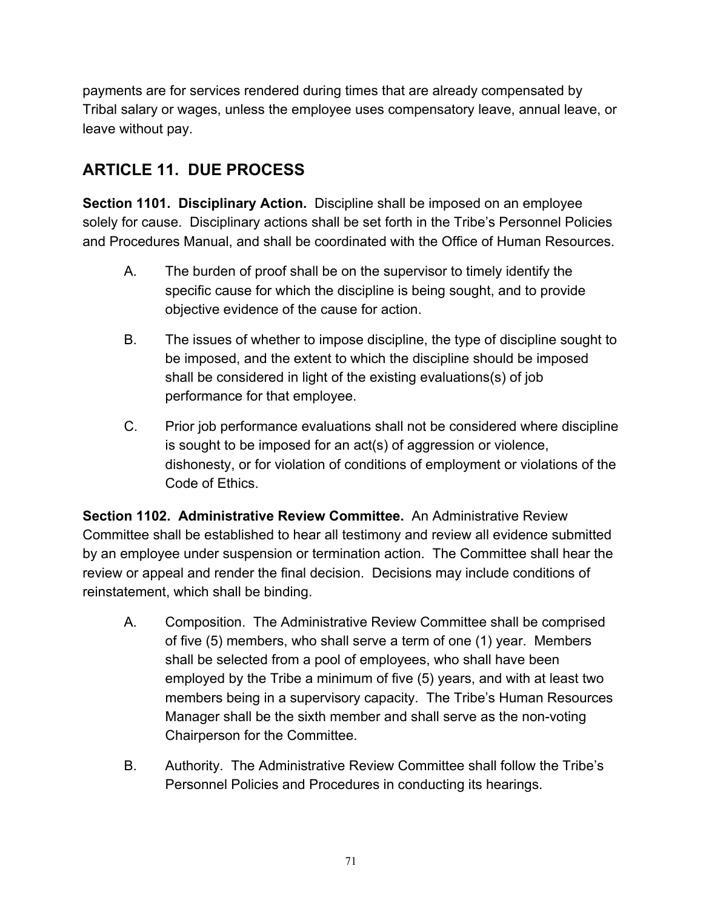payments are for services rendered during times that are already compensated by Tribal salary or wages, unless the employee uses compensatory leave, annual leave, or leave without pay.

## ARTICLE 11. DUE PROCESS

**Section 1101. Disciplinary Action.** Discipline shall be imposed on an employee solely for cause. Disciplinary actions shall be set forth in the Tribe's Personnel Policies and Procedures Manual, and shall be coordinated with the Office of Human Resources.

A. The burden of proof shall be on the supervisor to timely identify the specific cause for which the discipline is being sought, and to provide objective evidence of the cause for action.

B. The issues of whether to impose discipline, the type of discipline sought to be imposed, and the extent to which the discipline should be imposed shall be considered in light of the existing evaluations(s) of job performance for that employee.

C. Prior job performance evaluations shall not be considered where discipline is sought to be imposed for an act(s) of aggression or violence, dishonesty, or for violation of conditions of employment or violations of the Code of Ethics.

**Section 1102. Administrative Review Committee.** An Administrative Review Committee shall be established to hear all testimony and review all evidence submitted by an employee under suspension or termination action. The Committee shall hear the review or appeal and render the final decision. Decisions may include conditions of reinstatement, which shall be binding.

A. Composition. The Administrative Review Committee shall be comprised of five (5) members, who shall serve a term of one (1) year. Members shall be selected from a pool of employees, who shall have been employed by the Tribe a minimum of five (5) years, and with at least two members being in a supervisory capacity. The Tribe's Human Resources Manager shall be the sixth member and shall serve as the non-voting Chairperson for the Committee.

B. Authority. The Administrative Review Committee shall follow the Tribe's Personnel Policies and Procedures in conducting its hearings.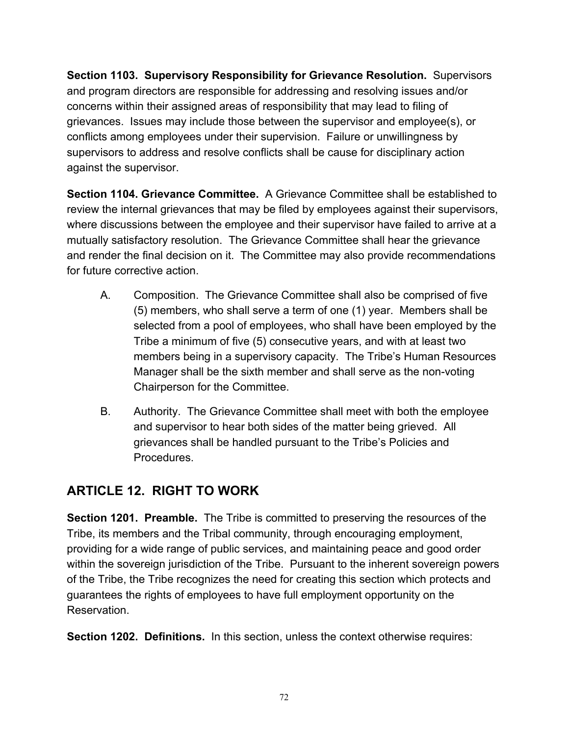**Section 1103. Supervisory Responsibility for Grievance Resolution.** Supervisors and program directors are responsible for addressing and resolving issues and/or concerns within their assigned areas of responsibility that may lead to filing of grievances. Issues may include those between the supervisor and employee(s), or conflicts among employees under their supervision. Failure or unwillingness by supervisors to address and resolve conflicts shall be cause for disciplinary action against the supervisor.

**Section 1104. Grievance Committee.** A Grievance Committee shall be established to review the internal grievances that may be filed by employees against their supervisors, where discussions between the employee and their supervisor have failed to arrive at a mutually satisfactory resolution. The Grievance Committee shall hear the grievance and render the final decision on it. The Committee may also provide recommendations for future corrective action.

A. Composition. The Grievance Committee shall also be comprised of five (5) members, who shall serve a term of one (1) year. Members shall be selected from a pool of employees, who shall have been employed by the Tribe a minimum of five (5) consecutive years, and with at least two members being in a supervisory capacity. The Tribe's Human Resources Manager shall be the sixth member and shall serve as the non-voting Chairperson for the Committee.

B. Authority. The Grievance Committee shall meet with both the employee and supervisor to hear both sides of the matter being grieved. All grievances shall be handled pursuant to the Tribe's Policies and Procedures.

## ARTICLE 12. RIGHT TO WORK

**Section 1201. Preamble.** The Tribe is committed to preserving the resources of the Tribe, its members and the Tribal community, through encouraging employment, providing for a wide range of public services, and maintaining peace and good order within the sovereign jurisdiction of the Tribe. Pursuant to the inherent sovereign powers of the Tribe, the Tribe recognizes the need for creating this section which protects and guarantees the rights of employees to have full employment opportunity on the Reservation.

**Section 1202. Definitions.** In this section, unless the context otherwise requires: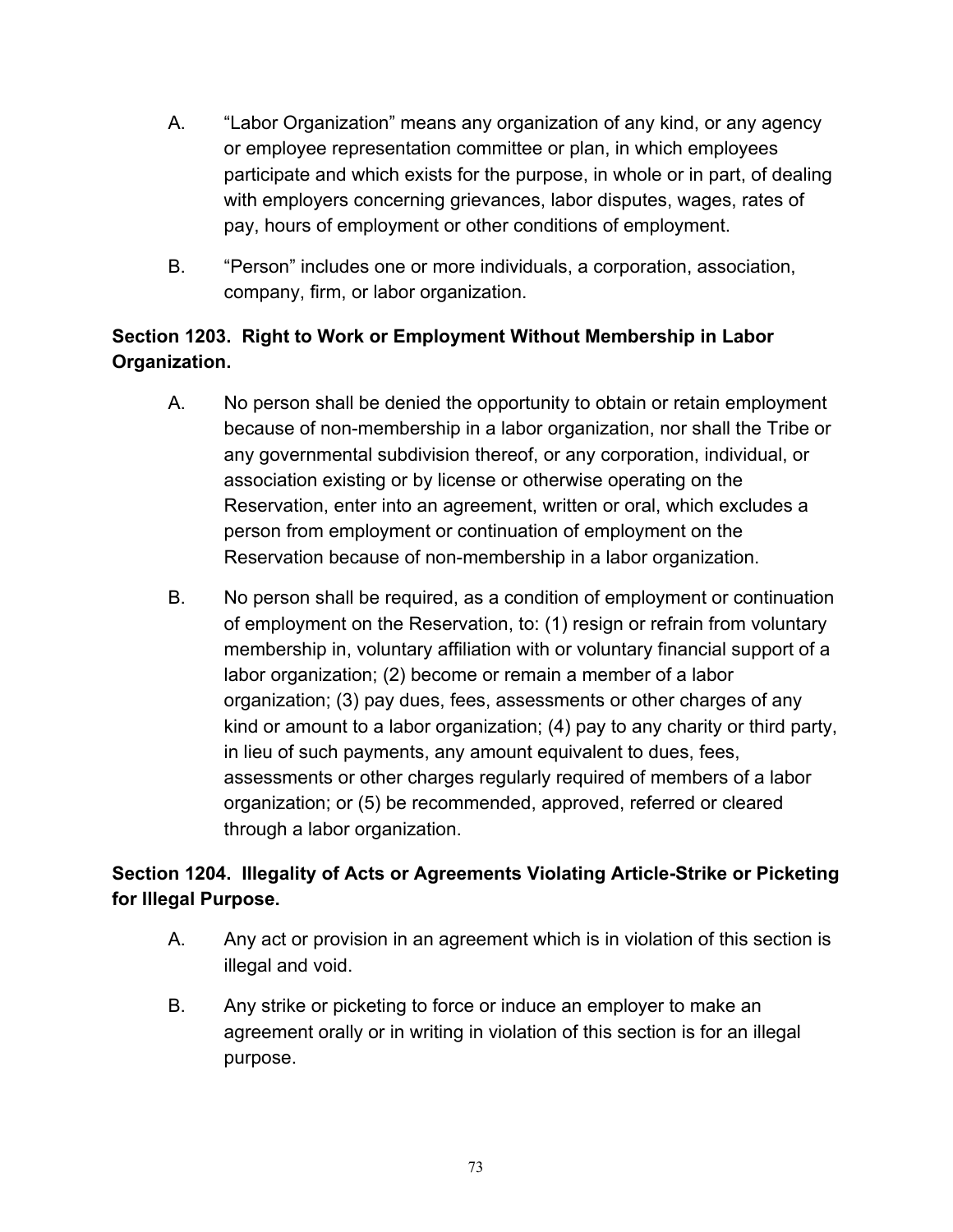A. "Labor Organization" means any organization of any kind, or any agency or employee representation committee or plan, in which employees participate and which exists for the purpose, in whole or in part, of dealing with employers concerning grievances, labor disputes, wages, rates of pay, hours of employment or other conditions of employment.

B. "Person" includes one or more individuals, a corporation, association, company, firm, or labor organization.

**Section 1203. Right to Work or Employment Without Membership in Labor Organization.**

A. No person shall be denied the opportunity to obtain or retain employment because of non-membership in a labor organization, nor shall the Tribe or any governmental subdivision thereof, or any corporation, individual, or association existing or by license or otherwise operating on the Reservation, enter into an agreement, written or oral, which excludes a person from employment or continuation of employment on the Reservation because of non-membership in a labor organization.

B. No person shall be required, as a condition of employment or continuation of employment on the Reservation, to: (1) resign or refrain from voluntary membership in, voluntary affiliation with or voluntary financial support of a labor organization; (2) become or remain a member of a labor organization; (3) pay dues, fees, assessments or other charges of any kind or amount to a labor organization; (4) pay to any charity or third party, in lieu of such payments, any amount equivalent to dues, fees, assessments or other charges regularly required of members of a labor organization; or (5) be recommended, approved, referred or cleared through a labor organization.

**Section 1204. Illegality of Acts or Agreements Violating Article-Strike or Picketing for Illegal Purpose.**

A. Any act or provision in an agreement which is in violation of this section is illegal and void.

B. Any strike or picketing to force or induce an employer to make an agreement orally or in writing in violation of this section is for an illegal purpose.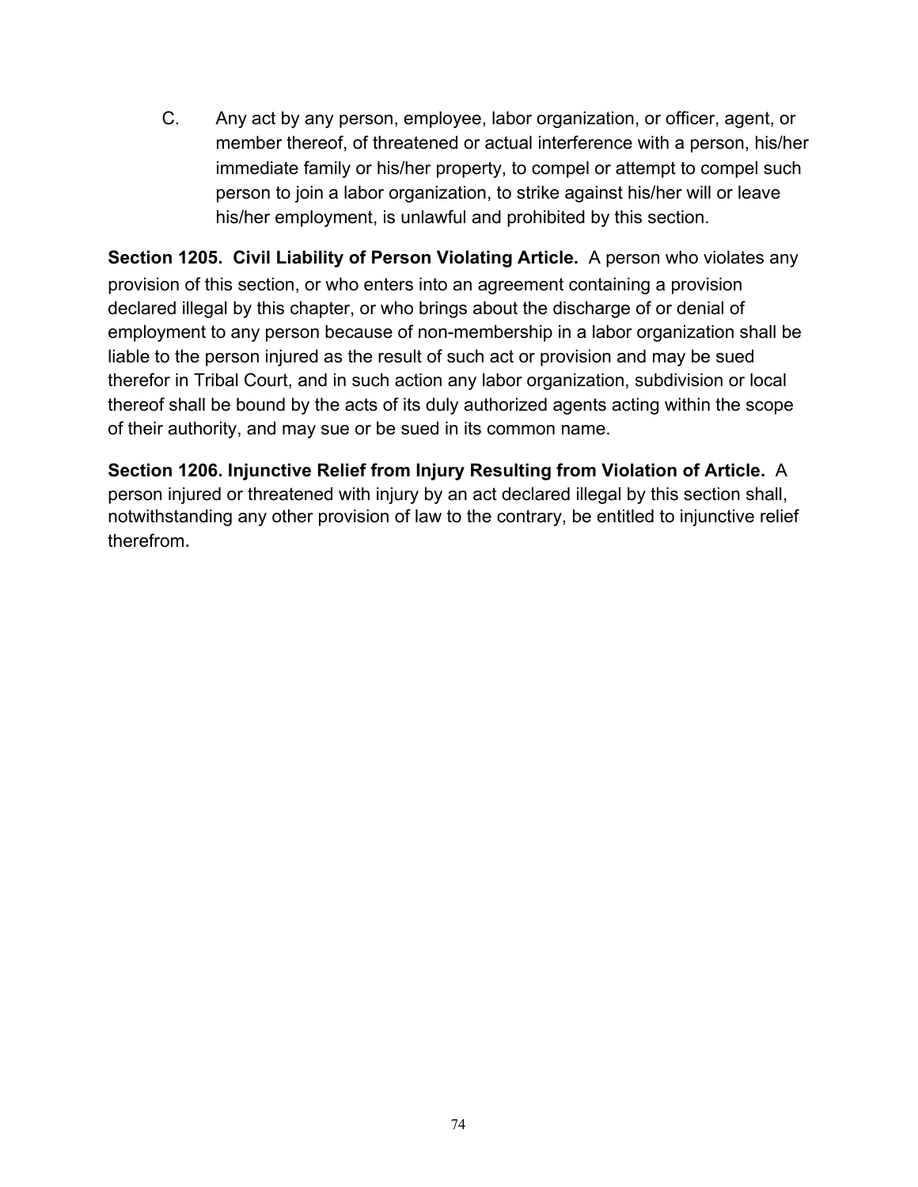C. Any act by any person, employee, labor organization, or officer, agent, or member thereof, of threatened or actual interference with a person, his/her immediate family or his/her property, to compel or attempt to compel such person to join a labor organization, to strike against his/her will or leave his/her employment, is unlawful and prohibited by this section.

**Section 1205. Civil Liability of Person Violating Article.** A person who violates any provision of this section, or who enters into an agreement containing a provision declared illegal by this chapter, or who brings about the discharge of or denial of employment to any person because of non-membership in a labor organization shall be liable to the person injured as the result of such act or provision and may be sued therefor in Tribal Court, and in such action any labor organization, subdivision or local thereof shall be bound by the acts of its duly authorized agents acting within the scope of their authority, and may sue or be sued in its common name.

**Section 1206. Injunctive Relief from Injury Resulting from Violation of Article.** A person injured or threatened with injury by an act declared illegal by this section shall, notwithstanding any other provision of law to the contrary, be entitled to injunctive relief therefrom.